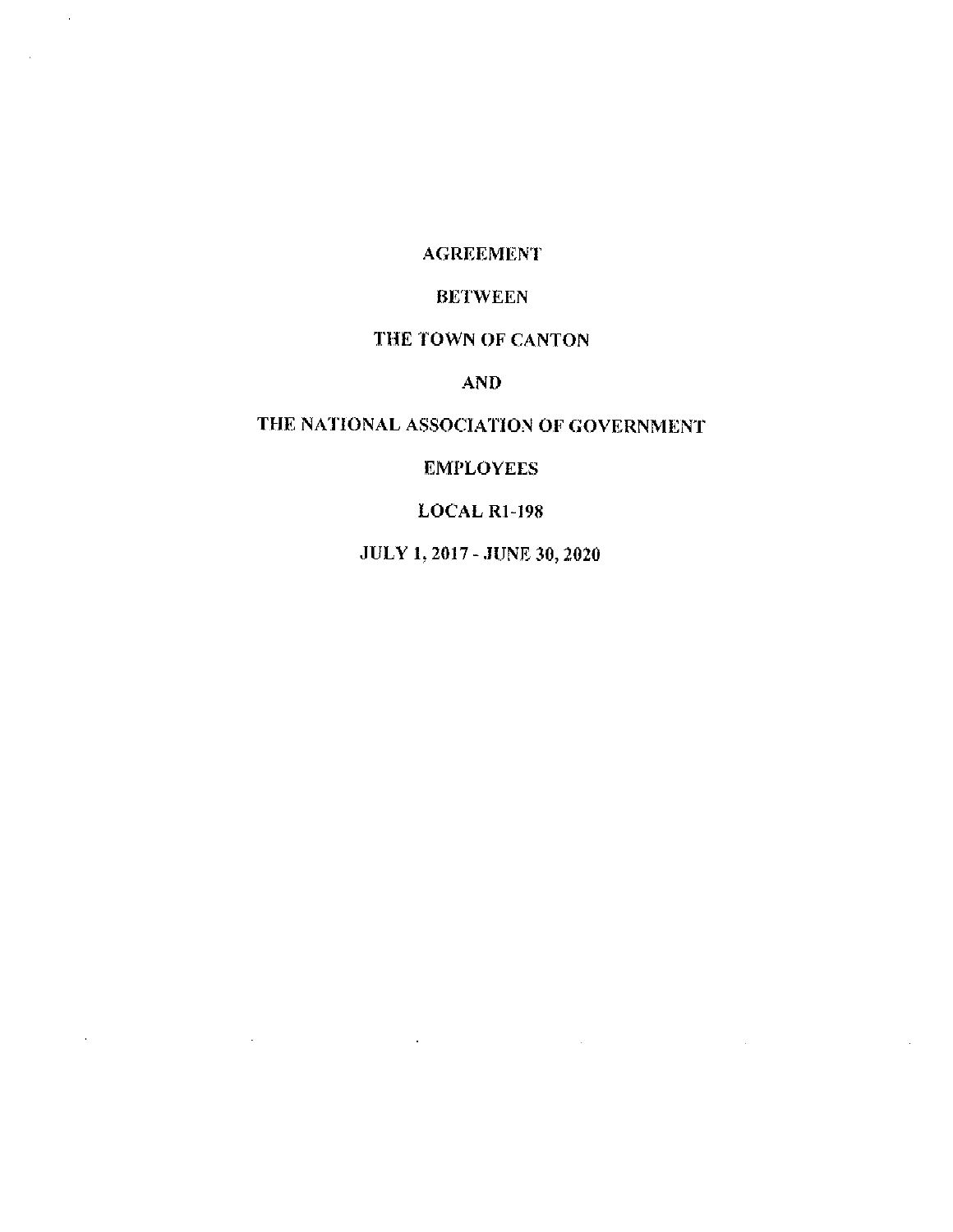# AGREEMENT

# BETWEEN

# THE TOWN OF CANTON

# AND

# THE NATIONAL ASSOCIATION OF GOVERNMENT EMPLOYEES

# LOCAL R1-198

# JULY 1, 2017 - JUNE 30, 2020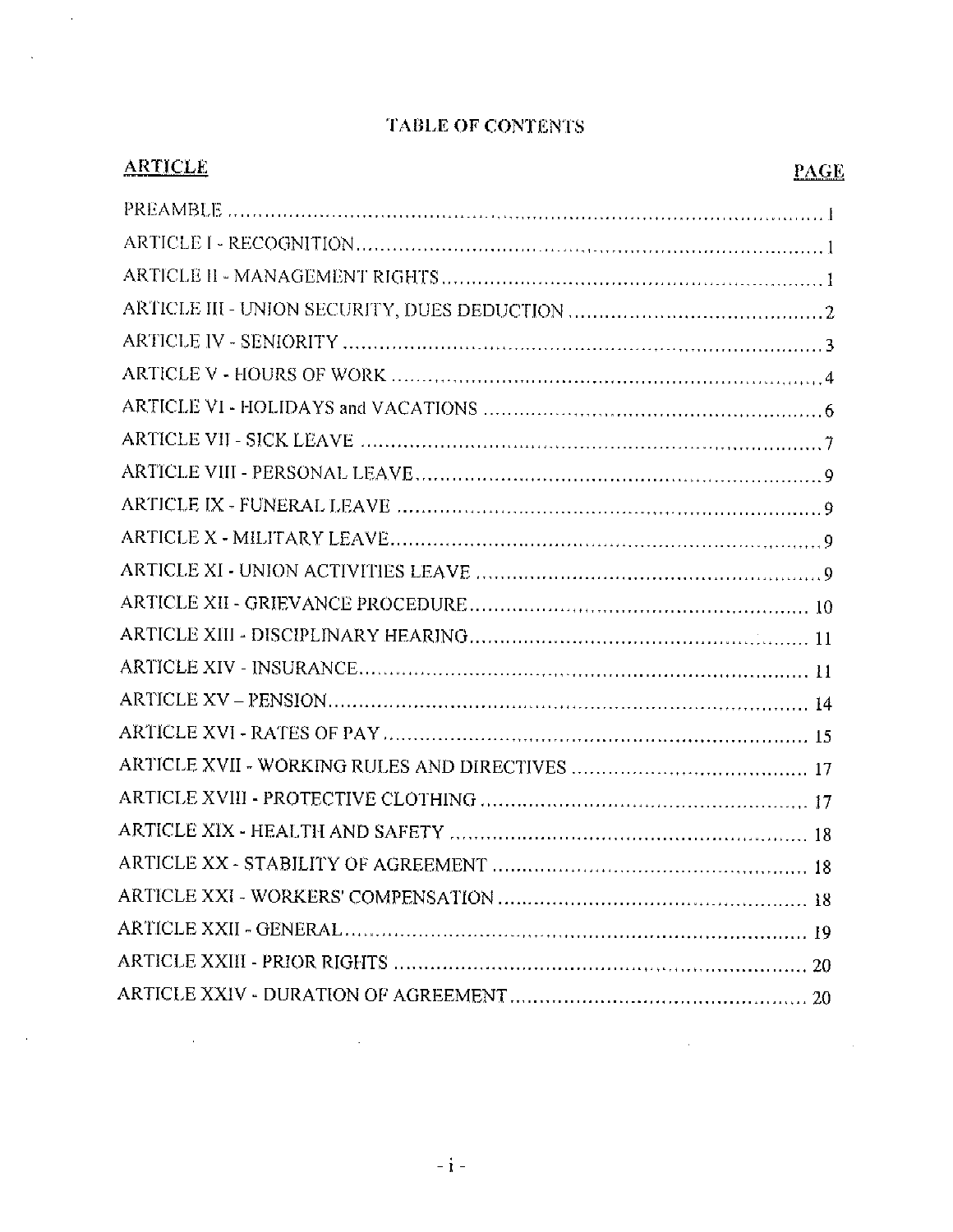# TABLE OF CONTENTS

| ARTICLE | PAGE |
|---|---|
| PREAMBLE | 1 |
| ARTICLE I - RECOGNITION | 1 |
| ARTICLE II - MANAGEMENT RIGHTS | 1 |
| ARTICLE III - UNION SECURITY, DUES DEDUCTION | 2 |
| ARTICLE IV - SENIORITY | 3 |
| ARTICLE V - HOURS OF WORK | 4 |
| ARTICLE VI - HOLIDAYS and VACATIONS | 6 |
| ARTICLE VII - SICK LEAVE | 7 |
| ARTICLE VIII - PERSONAL LEAVE | 9 |
| ARTICLE IX - FUNERAL LEAVE | 9 |
| ARTICLE X - MILITARY LEAVE | 9 |
| ARTICLE XI - UNION ACTIVITIES LEAVE | 9 |
| ARTICLE XII - GRIEVANCE PROCEDURE | 10 |
| ARTICLE XIII - DISCIPLINARY HEARING | 11 |
| ARTICLE XIV - INSURANCE | 11 |
| ARTICLE XV – PENSION | 14 |
| ARTICLE XVI - RATES OF PAY | 15 |
| ARTICLE XVII - WORKING RULES AND DIRECTIVES | 17 |
| ARTICLE XVIII - PROTECTIVE CLOTHING | 17 |
| ARTICLE XIX - HEALTH AND SAFETY | 18 |
| ARTICLE XX - STABILITY OF AGREEMENT | 18 |
| ARTICLE XXI - WORKERS' COMPENSATION | 18 |
| ARTICLE XXII - GENERAL | 19 |
| ARTICLE XXIII - PRIOR RIGHTS | 20 |
| ARTICLE XXIV - DURATION OF AGREEMENT | 20 |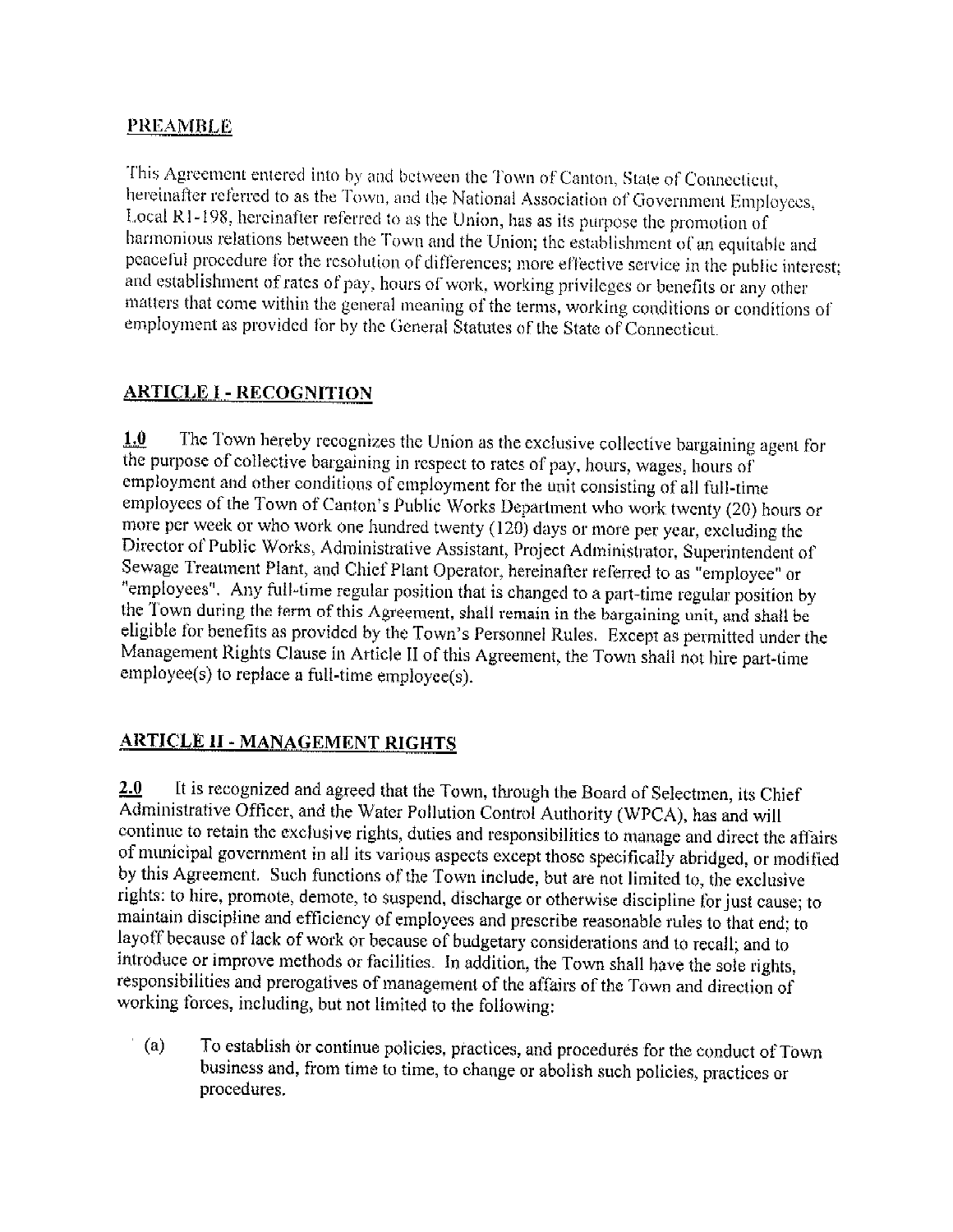## PREAMBLE

This Agreement entered into by and between the Town of Canton, State of Connecticut, hereinafter referred to as the Town, and the National Association of Government Employees, Local R1-198, hereinafter referred to as the Union, has as its purpose the promotion of harmonious relations between the Town and the Union; the establishment of an equitable and peaceful procedure for the resolution of differences; more effective service in the public interest; and establishment of rates of pay, hours of work, working privileges or benefits or any other matters that come within the general meaning of the terms, working conditions or conditions of employment as provided for by the General Statutes of the State of Connecticut.

## ARTICLE I - RECOGNITION

**1.0** The Town hereby recognizes the Union as the exclusive collective bargaining agent for the purpose of collective bargaining in respect to rates of pay, hours, wages, hours of employment and other conditions of employment for the unit consisting of all full-time employees of the Town of Canton's Public Works Department who work twenty (20) hours or more per week or who work one hundred twenty (120) days or more per year, excluding the Director of Public Works, Administrative Assistant, Project Administrator, Superintendent of Sewage Treatment Plant, and Chief Plant Operator, hereinafter referred to as "employee" or "employees". Any full-time regular position that is changed to a part-time regular position by the Town during the term of this Agreement, shall remain in the bargaining unit, and shall be eligible for benefits as provided by the Town's Personnel Rules. Except as permitted under the Management Rights Clause in Article II of this Agreement, the Town shall not hire part-time employee(s) to replace a full-time employee(s).

## ARTICLE II - MANAGEMENT RIGHTS

**2.0** It is recognized and agreed that the Town, through the Board of Selectmen, its Chief Administrative Officer, and the Water Pollution Control Authority (WPCA), has and will continue to retain the exclusive rights, duties and responsibilities to manage and direct the affairs of municipal government in all its various aspects except those specifically abridged, or modified by this Agreement. Such functions of the Town include, but are not limited to, the exclusive rights: to hire, promote, demote, to suspend, discharge or otherwise discipline for just cause; to maintain discipline and efficiency of employees and prescribe reasonable rules to that end; to layoff because of lack of work or because of budgetary considerations and to recall; and to introduce or improve methods or facilities. In addition, the Town shall have the sole rights, responsibilities and prerogatives of management of the affairs of the Town and direction of working forces, including, but not limited to the following:

(a) To establish or continue policies, practices, and procedures for the conduct of Town business and, from time to time, to change or abolish such policies, practices or procedures.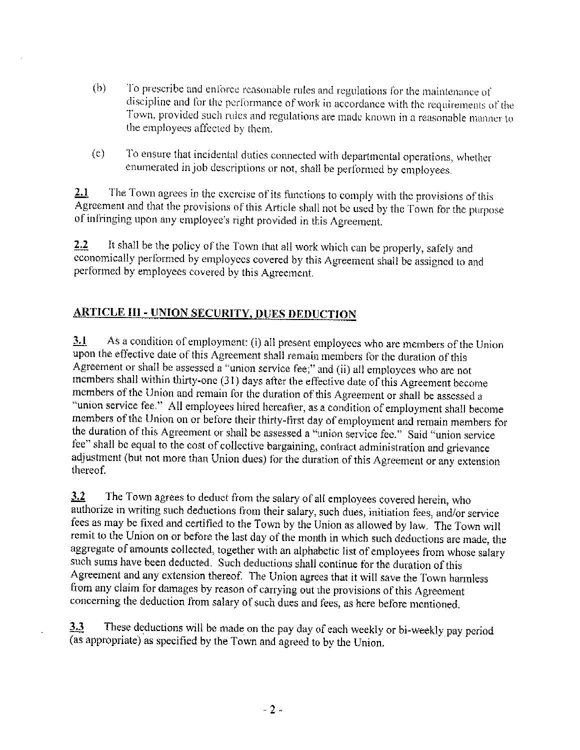(b) To prescribe and enforce reasonable rules and regulations for the maintenance of discipline and for the performance of work in accordance with the requirements of the Town, provided such rules and regulations are made known in a reasonable manner to the employees affected by them.

(c) To ensure that incidental duties connected with departmental operations, whether enumerated in job descriptions or not, shall be performed by employees.

**2.1** The Town agrees in the exercise of its functions to comply with the provisions of this Agreement and that the provisions of this Article shall not be used by the Town for the purpose of infringing upon any employee's right provided in this Agreement.

**2.2** It shall be the policy of the Town that all work which can be properly, safely and economically performed by employees covered by this Agreement shall be assigned to and performed by employees covered by this Agreement.

## ARTICLE III - UNION SECURITY, DUES DEDUCTION

**3.1** As a condition of employment: (i) all present employees who are members of the Union upon the effective date of this Agreement shall remain members for the duration of this Agreement or shall be assessed a "union service fee;" and (ii) all employees who are not members shall within thirty-one (31) days after the effective date of this Agreement become members of the Union and remain for the duration of this Agreement or shall be assessed a "union service fee." All employees hired hereafter, as a condition of employment shall become members of the Union on or before their thirty-first day of employment and remain members for the duration of this Agreement or shall be assessed a "union service fee." Said "union service fee" shall be equal to the cost of collective bargaining, contract administration and grievance adjustment (but not more than Union dues) for the duration of this Agreement or any extension thereof.

**3.2** The Town agrees to deduct from the salary of all employees covered herein, who authorize in writing such deductions from their salary, such dues, initiation fees, and/or service fees as may be fixed and certified to the Town by the Union as allowed by law. The Town will remit to the Union on or before the last day of the month in which such deductions are made, the aggregate of amounts collected, together with an alphabetic list of employees from whose salary such sums have been deducted. Such deductions shall continue for the duration of this Agreement and any extension thereof. The Union agrees that it will save the Town harmless from any claim for damages by reason of carrying out the provisions of this Agreement concerning the deduction from salary of such dues and fees, as here before mentioned.

**3.3** These deductions will be made on the pay day of each weekly or bi-weekly pay period (as appropriate) as specified by the Town and agreed to by the Union.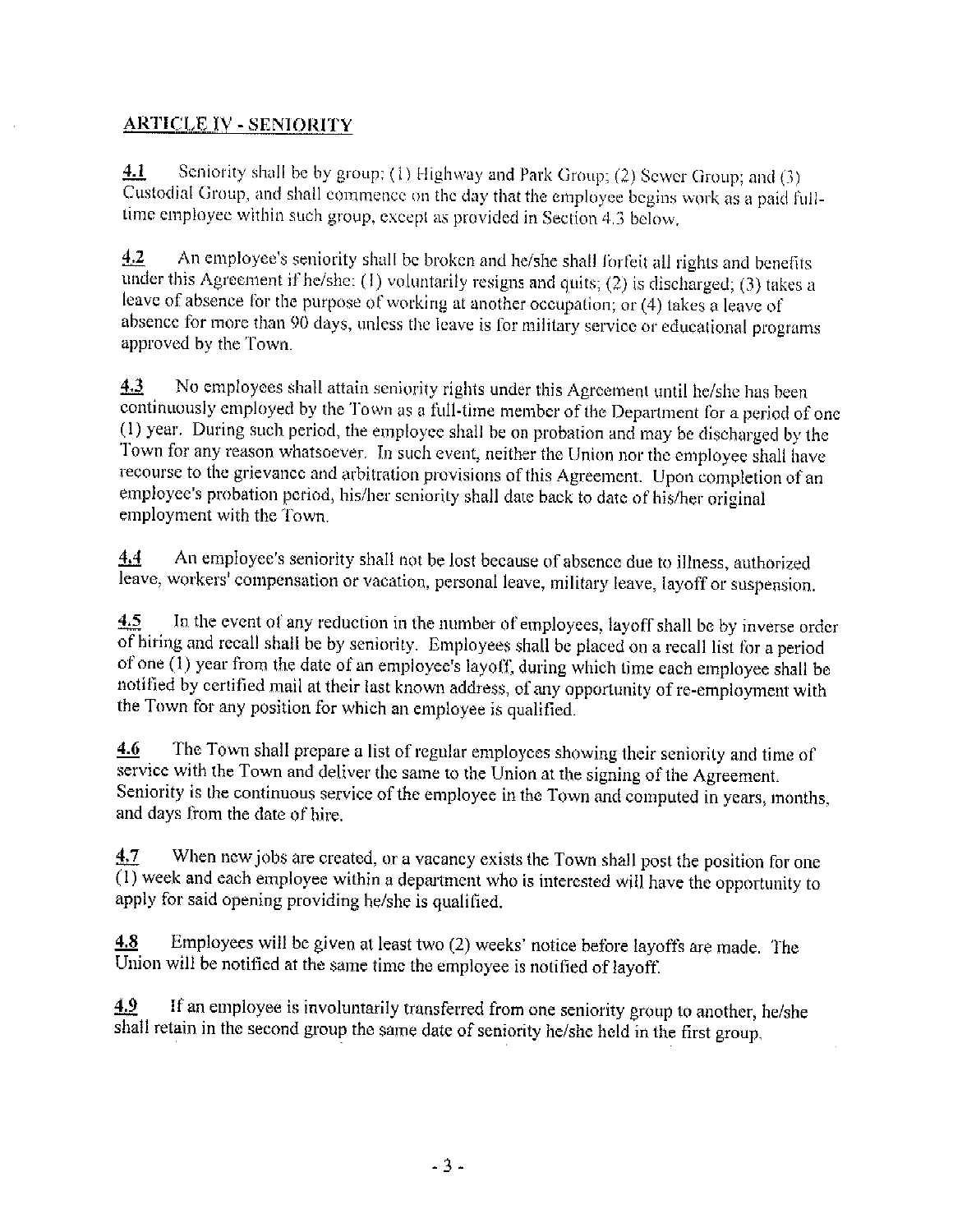## ARTICLE IV - SENIORITY

**4.1** Seniority shall be by group; (1) Highway and Park Group; (2) Sewer Group; and (3) Custodial Group, and shall commence on the day that the employee begins work as a paid full-time employee within such group, except as provided in Section 4.3 below.

**4.2** An employee's seniority shall be broken and he/she shall forfeit all rights and benefits under this Agreement if he/she: (1) voluntarily resigns and quits; (2) is discharged; (3) takes a leave of absence for the purpose of working at another occupation; or (4) takes a leave of absence for more than 90 days, unless the leave is for military service or educational programs approved by the Town.

**4.3** No employees shall attain seniority rights under this Agreement until he/she has been continuously employed by the Town as a full-time member of the Department for a period of one (1) year. During such period, the employee shall be on probation and may be discharged by the Town for any reason whatsoever. In such event, neither the Union nor the employee shall have recourse to the grievance and arbitration provisions of this Agreement. Upon completion of an employee's probation period, his/her seniority shall date back to date of his/her original employment with the Town.

**4.4** An employee's seniority shall not be lost because of absence due to illness, authorized leave, workers' compensation or vacation, personal leave, military leave, layoff or suspension.

**4.5** In the event of any reduction in the number of employees, layoff shall be by inverse order of hiring and recall shall be by seniority. Employees shall be placed on a recall list for a period of one (1) year from the date of an employee's layoff, during which time each employee shall be notified by certified mail at their last known address, of any opportunity of re-employment with the Town for any position for which an employee is qualified.

**4.6** The Town shall prepare a list of regular employees showing their seniority and time of service with the Town and deliver the same to the Union at the signing of the Agreement. Seniority is the continuous service of the employee in the Town and computed in years, months, and days from the date of hire.

**4.7** When new jobs are created, or a vacancy exists the Town shall post the position for one (1) week and each employee within a department who is interested will have the opportunity to apply for said opening providing he/she is qualified.

**4.8** Employees will be given at least two (2) weeks' notice before layoffs are made. The Union will be notified at the same time the employee is notified of layoff.

**4.9** If an employee is involuntarily transferred from one seniority group to another, he/she shall retain in the second group the same date of seniority he/she held in the first group.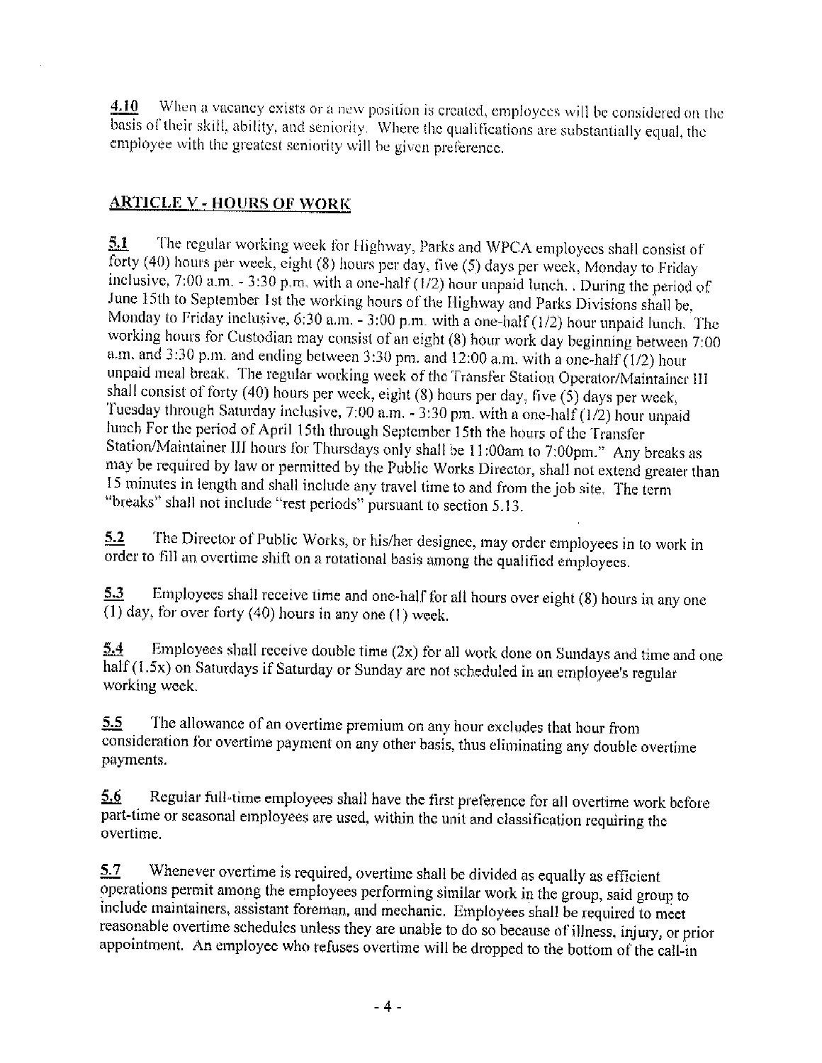**4.10** When a vacancy exists or a new position is created, employees will be considered on the basis of their skill, ability, and seniority. Where the qualifications are substantially equal, the employee with the greatest seniority will be given preference.

## ARTICLE V - HOURS OF WORK

**5.1** The regular working week for Highway, Parks and WPCA employees shall consist of forty (40) hours per week, eight (8) hours per day, five (5) days per week, Monday to Friday inclusive, 7:00 a.m. - 3:30 p.m. with a one-half (1/2) hour unpaid lunch. . During the period of June 15th to September 1st the working hours of the Highway and Parks Divisions shall be, Monday to Friday inclusive, 6:30 a.m. - 3:00 p.m. with a one-half (1/2) hour unpaid lunch. The working hours for Custodian may consist of an eight (8) hour work day beginning between 7:00 a.m. and 3:30 p.m. and ending between 3:30 pm. and 12:00 a.m. with a one-half (1/2) hour unpaid meal break. The regular working week of the Transfer Station Operator/Maintainer III shall consist of forty (40) hours per week, eight (8) hours per day, five (5) days per week, Tuesday through Saturday inclusive, 7:00 a.m. - 3:30 pm. with a one-half (1/2) hour unpaid lunch For the period of April 15th through September 15th the hours of the Transfer Station/Maintainer III hours for Thursdays only shall be 11:00am to 7:00pm." Any breaks as may be required by law or permitted by the Public Works Director, shall not extend greater than 15 minutes in length and shall include any travel time to and from the job site. The term "breaks" shall not include "rest periods" pursuant to section 5.13.

**5.2** The Director of Public Works, or his/her designee, may order employees in to work in order to fill an overtime shift on a rotational basis among the qualified employees.

**5.3** Employees shall receive time and one-half for all hours over eight (8) hours in any one (1) day, for over forty (40) hours in any one (1) week.

**5.4** Employees shall receive double time (2x) for all work done on Sundays and time and one half (1.5x) on Saturdays if Saturday or Sunday are not scheduled in an employee's regular working week.

**5.5** The allowance of an overtime premium on any hour excludes that hour from consideration for overtime payment on any other basis, thus eliminating any double overtime payments.

**5.6** Regular full-time employees shall have the first preference for all overtime work before part-time or seasonal employees are used, within the unit and classification requiring the overtime.

**5.7** Whenever overtime is required, overtime shall be divided as equally as efficient operations permit among the employees performing similar work in the group, said group to include maintainers, assistant foreman, and mechanic. Employees shall be required to meet reasonable overtime schedules unless they are unable to do so because of illness, injury, or prior appointment. An employee who refuses overtime will be dropped to the bottom of the call-in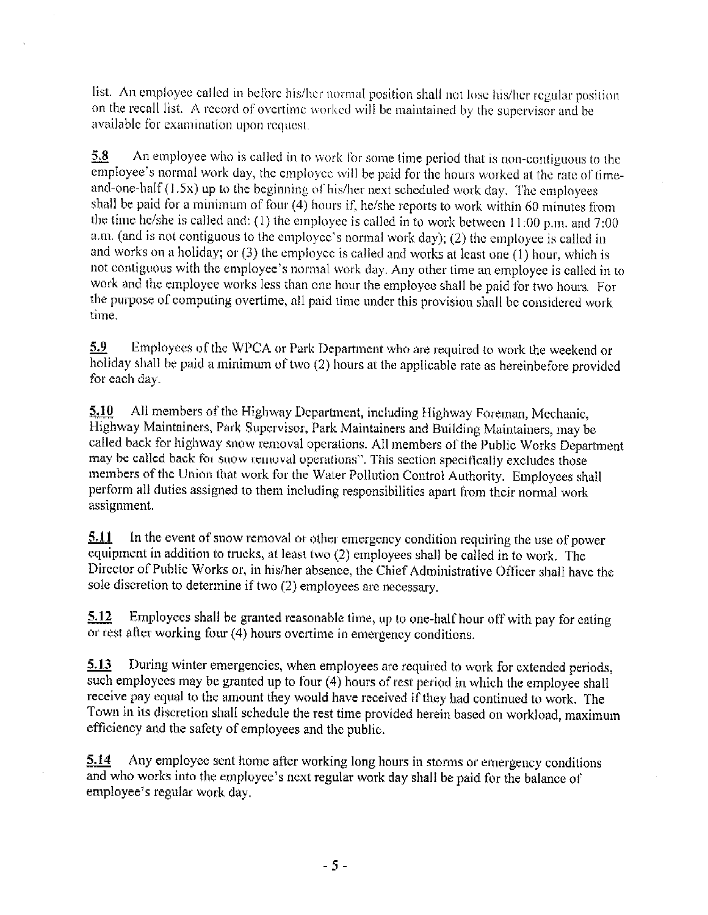list. An employee called in before his/her normal position shall not lose his/her regular position on the recall list. A record of overtime worked will be maintained by the supervisor and be available for examination upon request.

**5.8** An employee who is called in to work for some time period that is non-contiguous to the employee's normal work day, the employee will be paid for the hours worked at the rate of time-and-one-half (1.5x) up to the beginning of his/her next scheduled work day. The employees shall be paid for a minimum of four (4) hours if, he/she reports to work within 60 minutes from the time he/she is called and: (1) the employee is called in to work between 11:00 p.m. and 7:00 a.m. (and is not contiguous to the employee's normal work day); (2) the employee is called in and works on a holiday; or (3) the employee is called and works at least one (1) hour, which is not contiguous with the employee's normal work day. Any other time an employee is called in to work and the employee works less than one hour the employee shall be paid for two hours. For the purpose of computing overtime, all paid time under this provision shall be considered work time.

**5.9** Employees of the WPCA or Park Department who are required to work the weekend or holiday shall be paid a minimum of two (2) hours at the applicable rate as hereinbefore provided for each day.

**5.10** All members of the Highway Department, including Highway Foreman, Mechanic, Highway Maintainers, Park Supervisor, Park Maintainers and Building Maintainers, may be called back for highway snow removal operations. All members of the Public Works Department may be called back for snow removal operations". This section specifically excludes those members of the Union that work for the Water Pollution Control Authority. Employees shall perform all duties assigned to them including responsibilities apart from their normal work assignment.

**5.11** In the event of snow removal or other emergency condition requiring the use of power equipment in addition to trucks, at least two (2) employees shall be called in to work. The Director of Public Works or, in his/her absence, the Chief Administrative Officer shall have the sole discretion to determine if two (2) employees are necessary.

**5.12** Employees shall be granted reasonable time, up to one-half hour off with pay for eating or rest after working four (4) hours overtime in emergency conditions.

**5.13** During winter emergencies, when employees are required to work for extended periods, such employees may be granted up to four (4) hours of rest period in which the employee shall receive pay equal to the amount they would have received if they had continued to work. The Town in its discretion shall schedule the rest time provided herein based on workload, maximum efficiency and the safety of employees and the public.

**5.14** Any employee sent home after working long hours in storms or emergency conditions and who works into the employee's next regular work day shall be paid for the balance of employee's regular work day.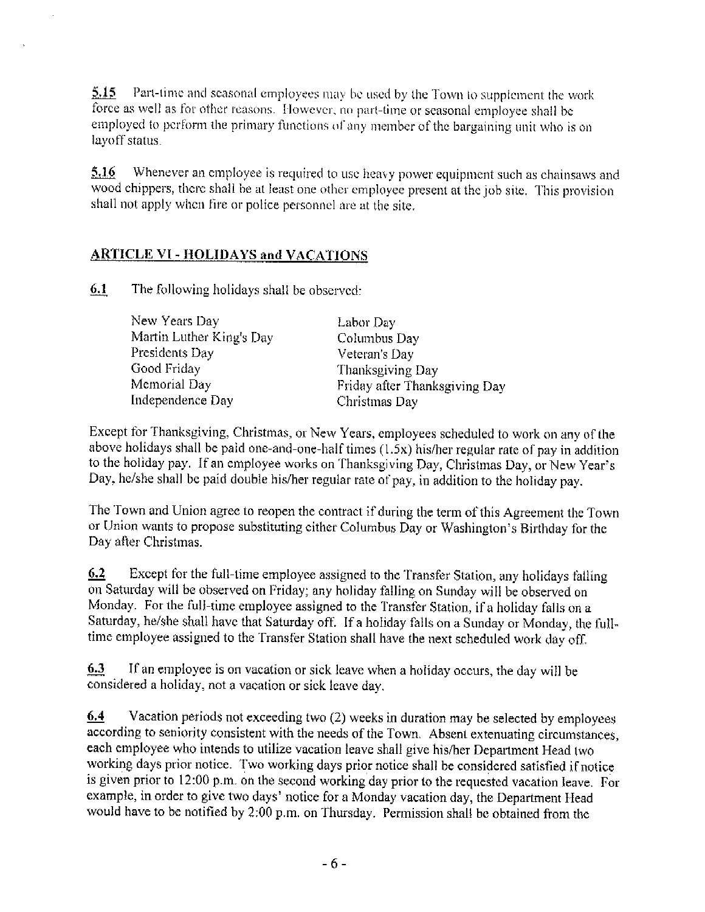**5.15** Part-time and seasonal employees may be used by the Town to supplement the work force as well as for other reasons. However, no part-time or seasonal employee shall be employed to perform the primary functions of any member of the bargaining unit who is on layoff status.

**5.16** Whenever an employee is required to use heavy power equipment such as chainsaws and wood chippers, there shall be at least one other employee present at the job site. This provision shall not apply when fire or police personnel are at the site.

## ARTICLE VI - HOLIDAYS and VACATIONS

**6.1** The following holidays shall be observed:

| | |
|---|---|
| New Years Day | Labor Day |
| Martin Luther King's Day | Columbus Day |
| Presidents Day | Veteran's Day |
| Good Friday | Thanksgiving Day |
| Memorial Day | Friday after Thanksgiving Day |
| Independence Day | Christmas Day |

Except for Thanksgiving, Christmas, or New Years, employees scheduled to work on any of the above holidays shall be paid one-and-one-half times (1.5x) his/her regular rate of pay in addition to the holiday pay. If an employee works on Thanksgiving Day, Christmas Day, or New Year's Day, he/she shall be paid double his/her regular rate of pay, in addition to the holiday pay.

The Town and Union agree to reopen the contract if during the term of this Agreement the Town or Union wants to propose substituting either Columbus Day or Washington's Birthday for the Day after Christmas.

**6.2** Except for the full-time employee assigned to the Transfer Station, any holidays falling on Saturday will be observed on Friday; any holiday falling on Sunday will be observed on Monday. For the full-time employee assigned to the Transfer Station, if a holiday falls on a Saturday, he/she shall have that Saturday off. If a holiday falls on a Sunday or Monday, the full-time employee assigned to the Transfer Station shall have the next scheduled work day off.

**6.3** If an employee is on vacation or sick leave when a holiday occurs, the day will be considered a holiday, not a vacation or sick leave day.

**6.4** Vacation periods not exceeding two (2) weeks in duration may be selected by employees according to seniority consistent with the needs of the Town. Absent extenuating circumstances, each employee who intends to utilize vacation leave shall give his/her Department Head two working days prior notice. Two working days prior notice shall be considered satisfied if notice is given prior to 12:00 p.m. on the second working day prior to the requested vacation leave. For example, in order to give two days' notice for a Monday vacation day, the Department Head would have to be notified by 2:00 p.m. on Thursday. Permission shall be obtained from the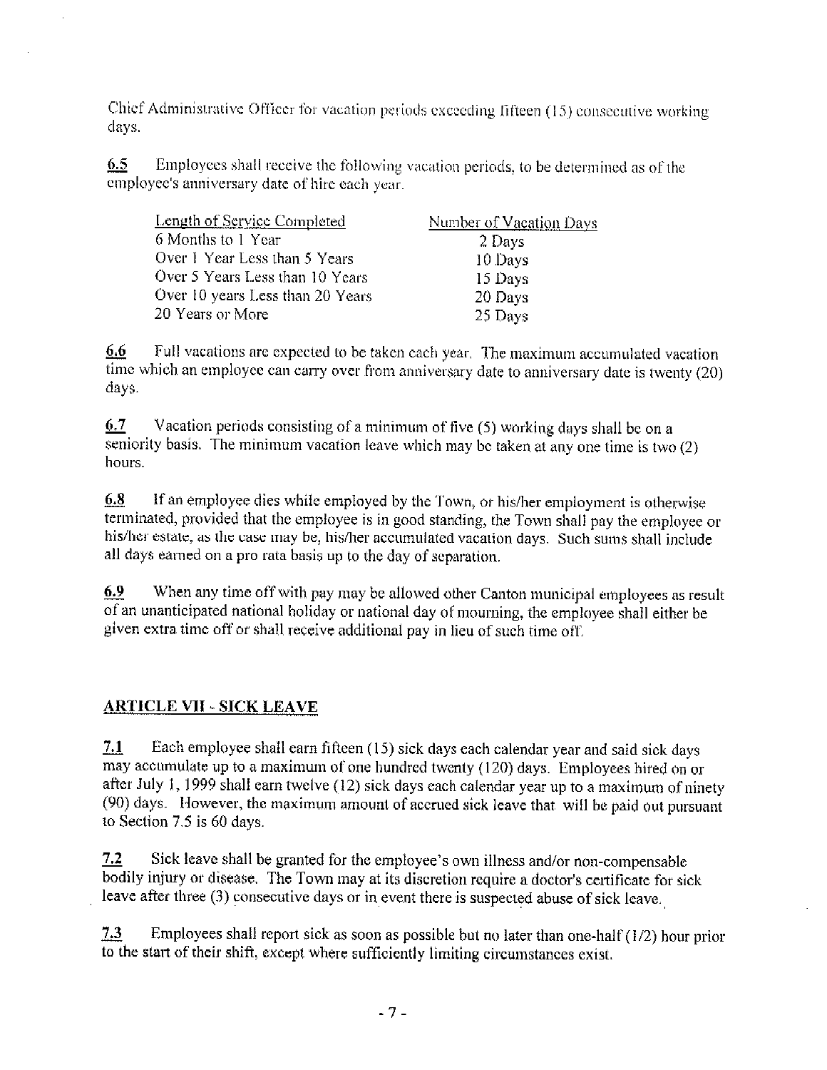Chief Administrative Officer for vacation periods exceeding fifteen (15) consecutive working days.

**6.5** Employees shall receive the following vacation periods, to be determined as of the employee's anniversary date of hire each year.

| Length of Service Completed | Number of Vacation Days |
|---|---|
| 6 Months to 1 Year | 2 Days |
| Over 1 Year Less than 5 Years | 10 Days |
| Over 5 Years Less than 10 Years | 15 Days |
| Over 10 years Less than 20 Years | 20 Days |
| 20 Years or More | 25 Days |

**6.6** Full vacations are expected to be taken each year. The maximum accumulated vacation time which an employee can carry over from anniversary date to anniversary date is twenty (20) days.

**6.7** Vacation periods consisting of a minimum of five (5) working days shall be on a seniority basis. The minimum vacation leave which may be taken at any one time is two (2) hours.

**6.8** If an employee dies while employed by the Town, or his/her employment is otherwise terminated, provided that the employee is in good standing, the Town shall pay the employee or his/her estate, as the case may be, his/her accumulated vacation days. Such sums shall include all days earned on a pro rata basis up to the day of separation.

**6.9** When any time off with pay may be allowed other Canton municipal employees as result of an unanticipated national holiday or national day of mourning, the employee shall either be given extra time off or shall receive additional pay in lieu of such time off.

## ARTICLE VII - SICK LEAVE

**7.1** Each employee shall earn fifteen (15) sick days each calendar year and said sick days may accumulate up to a maximum of one hundred twenty (120) days. Employees hired on or after July 1, 1999 shall earn twelve (12) sick days each calendar year up to a maximum of ninety (90) days. However, the maximum amount of accrued sick leave that will be paid out pursuant to Section 7.5 is 60 days.

**7.2** Sick leave shall be granted for the employee's own illness and/or non-compensable bodily injury or disease. The Town may at its discretion require a doctor's certificate for sick leave after three (3) consecutive days or in event there is suspected abuse of sick leave.

**7.3** Employees shall report sick as soon as possible but no later than one-half (1/2) hour prior to the start of their shift, except where sufficiently limiting circumstances exist.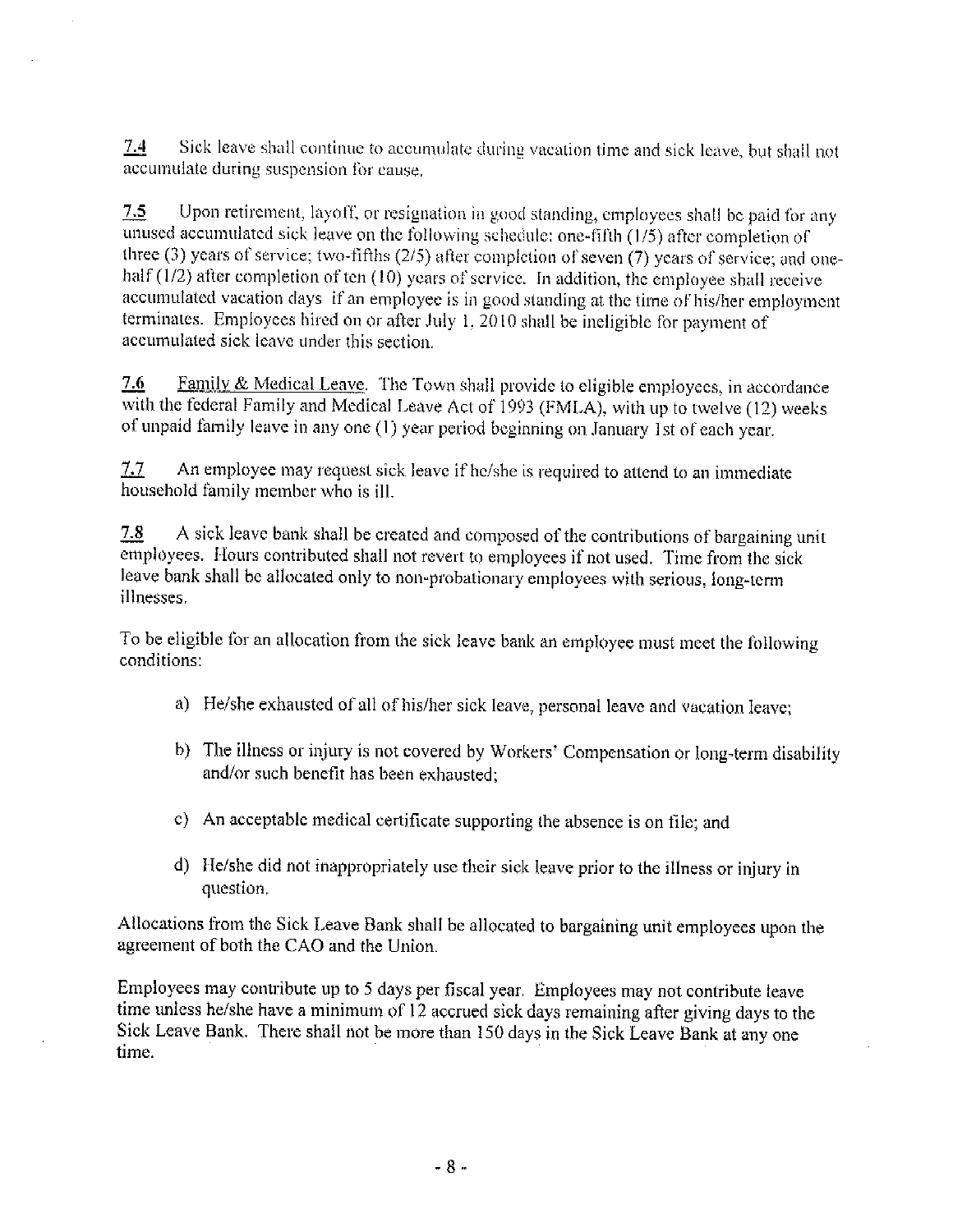<u>7.4</u> Sick leave shall continue to accumulate during vacation time and sick leave, but shall not accumulate during suspension for cause.

<u>7.5</u> Upon retirement, layoff, or resignation in good standing, employees shall be paid for any unused accumulated sick leave on the following schedule: one-fifth (1/5) after completion of three (3) years of service; two-fifths (2/5) after completion of seven (7) years of service; and one-half (1/2) after completion of ten (10) years of service. In addition, the employee shall receive accumulated vacation days if an employee is in good standing at the time of his/her employment terminates. Employees hired on or after July 1, 2010 shall be ineligible for payment of accumulated sick leave under this section.

<u>7.6</u> <u>Family & Medical Leave</u>. The Town shall provide to eligible employees, in accordance with the federal Family and Medical Leave Act of 1993 (FMLA), with up to twelve (12) weeks of unpaid family leave in any one (1) year period beginning on January 1st of each year.

<u>7.7</u> An employee may request sick leave if he/she is required to attend to an immediate household family member who is ill.

<u>7.8</u> A sick leave bank shall be created and composed of the contributions of bargaining unit employees. Hours contributed shall not revert to employees if not used. Time from the sick leave bank shall be allocated only to non-probationary employees with serious, long-term illnesses.

To be eligible for an allocation from the sick leave bank an employee must meet the following conditions:

a) He/she exhausted of all of his/her sick leave, personal leave and vacation leave;

b) The illness or injury is not covered by Workers' Compensation or long-term disability and/or such benefit has been exhausted;

c) An acceptable medical certificate supporting the absence is on file; and

d) He/she did not inappropriately use their sick leave prior to the illness or injury in question.

Allocations from the Sick Leave Bank shall be allocated to bargaining unit employees upon the agreement of both the CAO and the Union.

Employees may contribute up to 5 days per fiscal year. Employees may not contribute leave time unless he/she have a minimum of 12 accrued sick days remaining after giving days to the Sick Leave Bank. There shall not be more than 150 days in the Sick Leave Bank at any one time.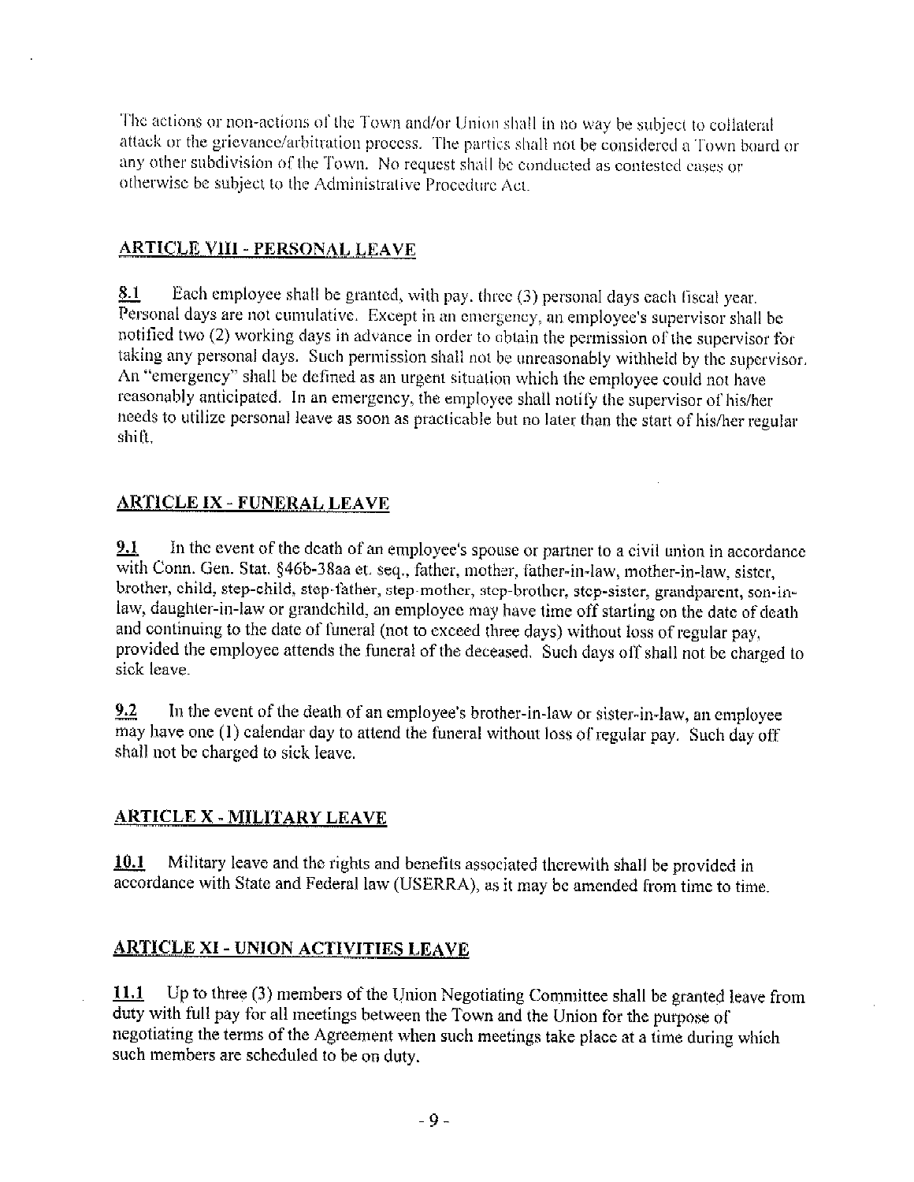The actions or non-actions of the Town and/or Union shall in no way be subject to collateral attack or the grievance/arbitration process. The parties shall not be considered a Town board or any other subdivision of the Town. No request shall be conducted as contested cases or otherwise be subject to the Administrative Procedure Act.

## ARTICLE VIII - PERSONAL LEAVE

**8.1** Each employee shall be granted, with pay, three (3) personal days each fiscal year. Personal days are not cumulative. Except in an emergency, an employee's supervisor shall be notified two (2) working days in advance in order to obtain the permission of the supervisor for taking any personal days. Such permission shall not be unreasonably withheld by the supervisor. An "emergency" shall be defined as an urgent situation which the employee could not have reasonably anticipated. In an emergency, the employee shall notify the supervisor of his/her needs to utilize personal leave as soon as practicable but no later than the start of his/her regular shift.

## ARTICLE IX - FUNERAL LEAVE

**9.1** In the event of the death of an employee's spouse or partner to a civil union in accordance with Conn. Gen. Stat. §46b-38aa et. seq., father, mother, father-in-law, mother-in-law, sister, brother, child, step-child, step-father, step-mother, step-brother, step-sister, grandparent, son-in-law, daughter-in-law or grandchild, an employee may have time off starting on the date of death and continuing to the date of funeral (not to exceed three days) without loss of regular pay, provided the employee attends the funeral of the deceased. Such days off shall not be charged to sick leave.

**9.2** In the event of the death of an employee's brother-in-law or sister-in-law, an employee may have one (1) calendar day to attend the funeral without loss of regular pay. Such day off shall not be charged to sick leave.

## ARTICLE X - MILITARY LEAVE

**10.1** Military leave and the rights and benefits associated therewith shall be provided in accordance with State and Federal law (USERRA), as it may be amended from time to time.

## ARTICLE XI - UNION ACTIVITIES LEAVE

**11.1** Up to three (3) members of the Union Negotiating Committee shall be granted leave from duty with full pay for all meetings between the Town and the Union for the purpose of negotiating the terms of the Agreement when such meetings take place at a time during which such members are scheduled to be on duty.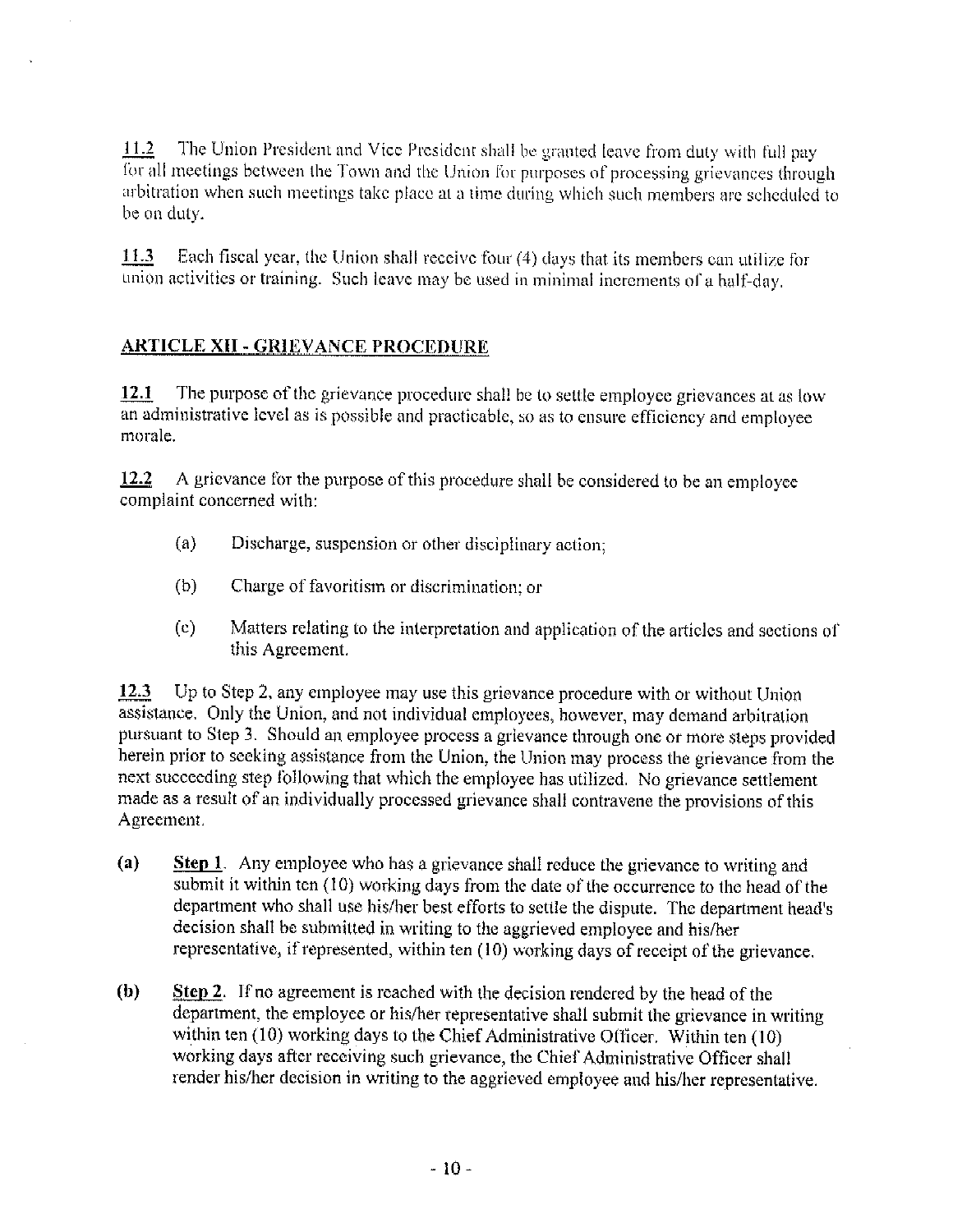**11.2** The Union President and Vice President shall be granted leave from duty with full pay for all meetings between the Town and the Union for purposes of processing grievances through arbitration when such meetings take place at a time during which such members are scheduled to be on duty.

**11.3** Each fiscal year, the Union shall receive four (4) days that its members can utilize for union activities or training. Such leave may be used in minimal increments of a half-day.

## ARTICLE XII - GRIEVANCE PROCEDURE

**12.1** The purpose of the grievance procedure shall be to settle employee grievances at as low an administrative level as is possible and practicable, so as to ensure efficiency and employee morale.

**12.2** A grievance for the purpose of this procedure shall be considered to be an employee complaint concerned with:

(a) Discharge, suspension or other disciplinary action;

(b) Charge of favoritism or discrimination; or

(c) Matters relating to the interpretation and application of the articles and sections of this Agreement.

**12.3** Up to Step 2, any employee may use this grievance procedure with or without Union assistance. Only the Union, and not individual employees, however, may demand arbitration pursuant to Step 3. Should an employee process a grievance through one or more steps provided herein prior to seeking assistance from the Union, the Union may process the grievance from the next succeeding step following that which the employee has utilized. No grievance settlement made as a result of an individually processed grievance shall contravene the provisions of this Agreement.

**(a)** **Step 1**. Any employee who has a grievance shall reduce the grievance to writing and submit it within ten (10) working days from the date of the occurrence to the head of the department who shall use his/her best efforts to settle the dispute. The department head's decision shall be submitted in writing to the aggrieved employee and his/her representative, if represented, within ten (10) working days of receipt of the grievance.

**(b)** **Step 2**. If no agreement is reached with the decision rendered by the head of the department, the employee or his/her representative shall submit the grievance in writing within ten (10) working days to the Chief Administrative Officer. Within ten (10) working days after receiving such grievance, the Chief Administrative Officer shall render his/her decision in writing to the aggrieved employee and his/her representative.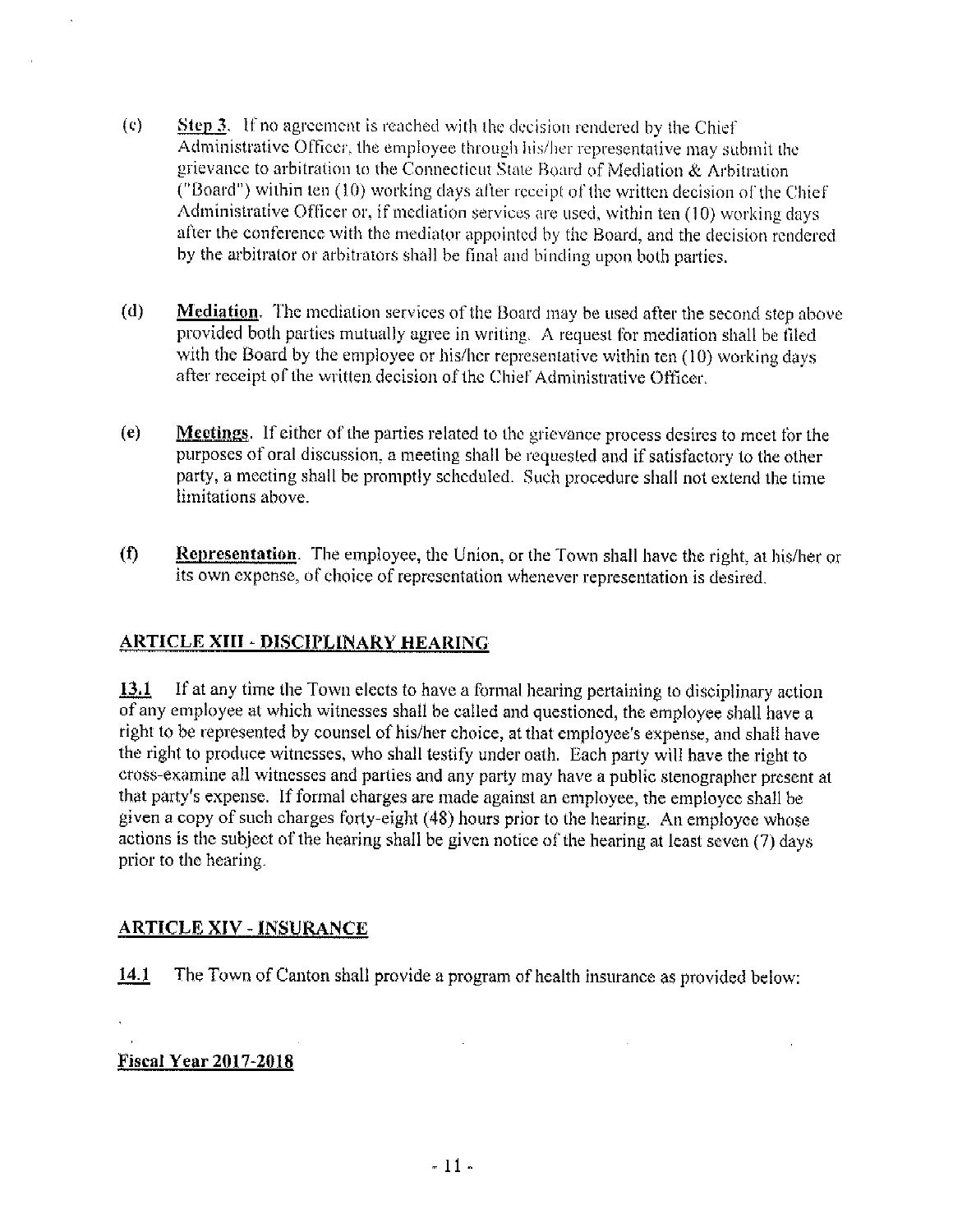(c) **Step 3**. If no agreement is reached with the decision rendered by the Chief Administrative Officer, the employee through his/her representative may submit the grievance to arbitration to the Connecticut State Board of Mediation & Arbitration ("Board") within ten (10) working days after receipt of the written decision of the Chief Administrative Officer or, if mediation services are used, within ten (10) working days after the conference with the mediator appointed by the Board, and the decision rendered by the arbitrator or arbitrators shall be final and binding upon both parties.

(d) **Mediation**. The mediation services of the Board may be used after the second step above provided both parties mutually agree in writing. A request for mediation shall be filed with the Board by the employee or his/her representative within ten (10) working days after receipt of the written decision of the Chief Administrative Officer.

(e) **Meetings**. If either of the parties related to the grievance process desires to meet for the purposes of oral discussion, a meeting shall be requested and if satisfactory to the other party, a meeting shall be promptly scheduled. Such procedure shall not extend the time limitations above.

(f) **Representation**. The employee, the Union, or the Town shall have the right, at his/her or its own expense, of choice of representation whenever representation is desired.

## ARTICLE XIII - DISCIPLINARY HEARING

**13.1** If at any time the Town elects to have a formal hearing pertaining to disciplinary action of any employee at which witnesses shall be called and questioned, the employee shall have a right to be represented by counsel of his/her choice, at that employee's expense, and shall have the right to produce witnesses, who shall testify under oath. Each party will have the right to cross-examine all witnesses and parties and any party may have a public stenographer present at that party's expense. If formal charges are made against an employee, the employee shall be given a copy of such charges forty-eight (48) hours prior to the hearing. An employee whose actions is the subject of the hearing shall be given notice of the hearing at least seven (7) days prior to the hearing.

## ARTICLE XIV - INSURANCE

**14.1** The Town of Canton shall provide a program of health insurance as provided below:

**Fiscal Year 2017-2018**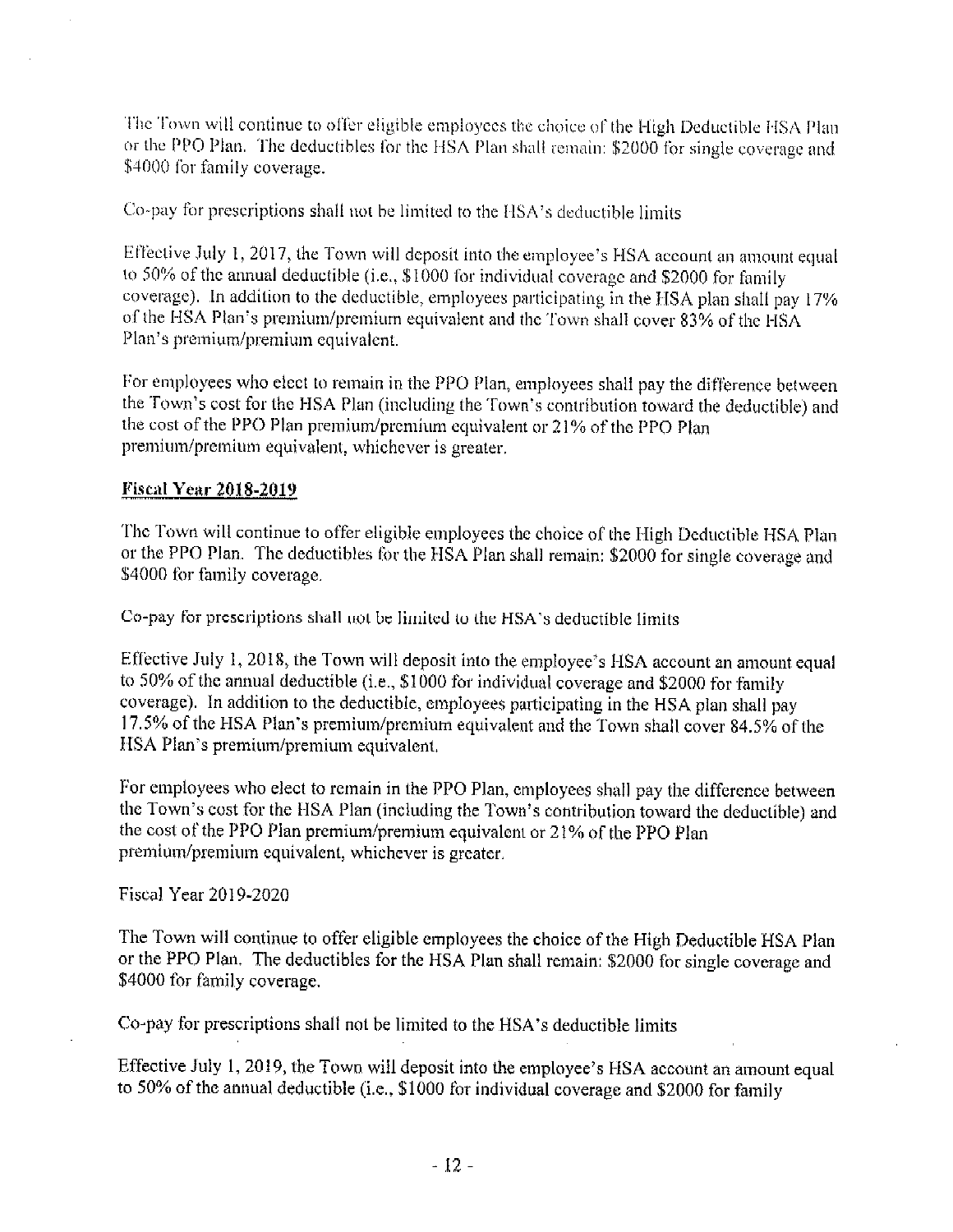The Town will continue to offer eligible employees the choice of the High Deductible HSA Plan or the PPO Plan. The deductibles for the HSA Plan shall remain: $2000 for single coverage and $4000 for family coverage.

Co-pay for prescriptions shall not be limited to the HSA's deductible limits

Effective July 1, 2017, the Town will deposit into the employee's HSA account an amount equal to 50% of the annual deductible (i.e., $1000 for individual coverage and $2000 for family coverage). In addition to the deductible, employees participating in the HSA plan shall pay 17% of the HSA Plan's premium/premium equivalent and the Town shall cover 83% of the HSA Plan's premium/premium equivalent.

For employees who elect to remain in the PPO Plan, employees shall pay the difference between the Town's cost for the HSA Plan (including the Town's contribution toward the deductible) and the cost of the PPO Plan premium/premium equivalent or 21% of the PPO Plan premium/premium equivalent, whichever is greater.

**Fiscal Year 2018-2019**

The Town will continue to offer eligible employees the choice of the High Deductible HSA Plan or the PPO Plan. The deductibles for the HSA Plan shall remain: $2000 for single coverage and $4000 for family coverage.

Co-pay for prescriptions shall not be limited to the HSA's deductible limits

Effective July 1, 2018, the Town will deposit into the employee's HSA account an amount equal to 50% of the annual deductible (i.e., $1000 for individual coverage and $2000 for family coverage). In addition to the deductible, employees participating in the HSA plan shall pay 17.5% of the HSA Plan's premium/premium equivalent and the Town shall cover 84.5% of the HSA Plan's premium/premium equivalent.

For employees who elect to remain in the PPO Plan, employees shall pay the difference between the Town's cost for the HSA Plan (including the Town's contribution toward the deductible) and the cost of the PPO Plan premium/premium equivalent or 21% of the PPO Plan premium/premium equivalent, whichever is greater.

Fiscal Year 2019-2020

The Town will continue to offer eligible employees the choice of the High Deductible HSA Plan or the PPO Plan. The deductibles for the HSA Plan shall remain: $2000 for single coverage and $4000 for family coverage.

Co-pay for prescriptions shall not be limited to the HSA's deductible limits

Effective July 1, 2019, the Town will deposit into the employee's HSA account an amount equal to 50% of the annual deductible (i.e., $1000 for individual coverage and $2000 for family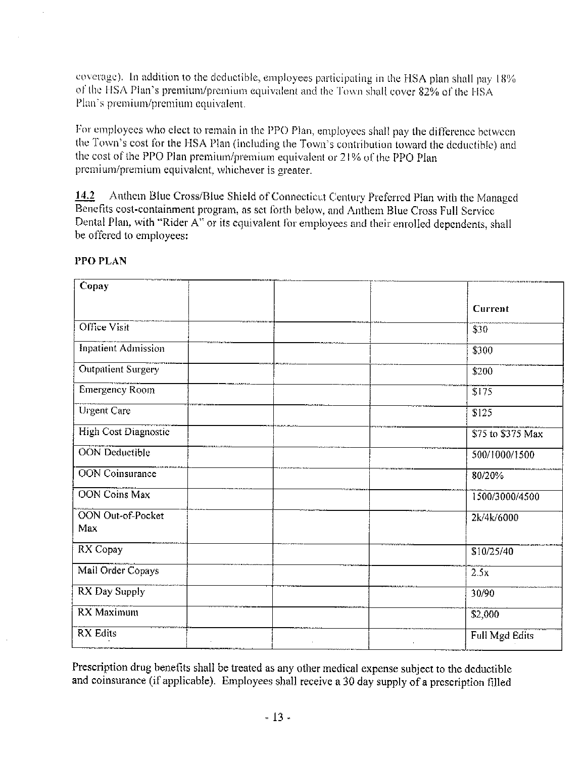coverage). In addition to the deductible, employees participating in the HSA plan shall pay 18% of the HSA Plan's premium/premium equivalent and the Town shall cover 82% of the HSA Plan's premium/premium equivalent.

For employees who elect to remain in the PPO Plan, employees shall pay the difference between the Town's cost for the HSA Plan (including the Town's contribution toward the deductible) and the cost of the PPO Plan premium/premium equivalent or 21% of the PPO Plan premium/premium equivalent, whichever is greater.

**14.2** Anthem Blue Cross/Blue Shield of Connecticut Century Preferred Plan with the Managed Benefits cost-containment program, as set forth below, and Anthem Blue Cross Full Service Dental Plan, with "Rider A" or its equivalent for employees and their enrolled dependents, shall be offered to employees:

**PPO PLAN**

| Copay | | | | Current |
|---|---|---|---|---|
| Office Visit | | | | $30 |
| Inpatient Admission | | | | $300 |
| Outpatient Surgery | | | | $200 |
| Emergency Room | | | | $175 |
| Urgent Care | | | | $125 |
| High Cost Diagnostic | | | | $75 to $375 Max |
| OON Deductible | | | | 500/1000/1500 |
| OON Coinsurance | | | | 80/20% |
| OON Coins Max | | | | 1500/3000/4500 |
| OON Out-of-Pocket Max | | | | 2k/4k/6000 |
| RX Copay | | | | $10/25/40 |
| Mail Order Copays | | | | 2.5x |
| RX Day Supply | | | | 30/90 |
| RX Maximum | | | | $2,000 |
| RX Edits | | | | Full Mgd Edits |

Prescription drug benefits shall be treated as any other medical expense subject to the deductible and coinsurance (if applicable). Employees shall receive a 30 day supply of a prescription filled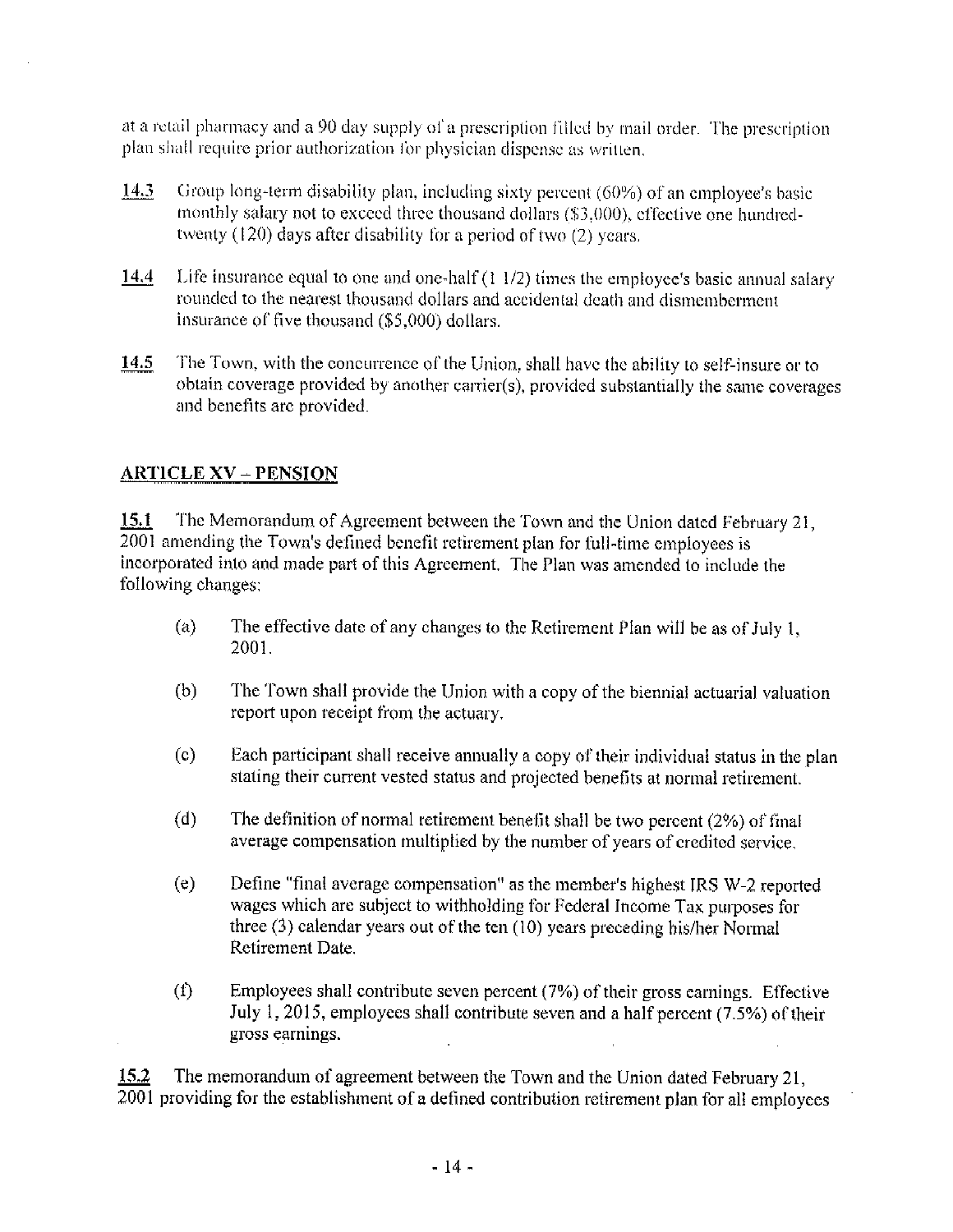at a retail pharmacy and a 90 day supply of a prescription filled by mail order. The prescription plan shall require prior authorization for physician dispense as written.

**14.3** Group long-term disability plan, including sixty percent (60%) of an employee's basic monthly salary not to exceed three thousand dollars ($3,000), effective one hundred-twenty (120) days after disability for a period of two (2) years.

**14.4** Life insurance equal to one and one-half (1 1/2) times the employee's basic annual salary rounded to the nearest thousand dollars and accidental death and dismemberment insurance of five thousand ($5,000) dollars.

**14.5** The Town, with the concurrence of the Union, shall have the ability to self-insure or to obtain coverage provided by another carrier(s), provided substantially the same coverages and benefits are provided.

## ARTICLE XV – PENSION

**15.1** The Memorandum of Agreement between the Town and the Union dated February 21, 2001 amending the Town's defined benefit retirement plan for full-time employees is incorporated into and made part of this Agreement. The Plan was amended to include the following changes:

(a) The effective date of any changes to the Retirement Plan will be as of July 1, 2001.

(b) The Town shall provide the Union with a copy of the biennial actuarial valuation report upon receipt from the actuary.

(c) Each participant shall receive annually a copy of their individual status in the plan stating their current vested status and projected benefits at normal retirement.

(d) The definition of normal retirement benefit shall be two percent (2%) of final average compensation multiplied by the number of years of credited service.

(e) Define "final average compensation" as the member's highest IRS W-2 reported wages which are subject to withholding for Federal Income Tax purposes for three (3) calendar years out of the ten (10) years preceding his/her Normal Retirement Date.

(f) Employees shall contribute seven percent (7%) of their gross earnings. Effective July 1, 2015, employees shall contribute seven and a half percent (7.5%) of their gross earnings.

**15.2** The memorandum of agreement between the Town and the Union dated February 21, 2001 providing for the establishment of a defined contribution retirement plan for all employees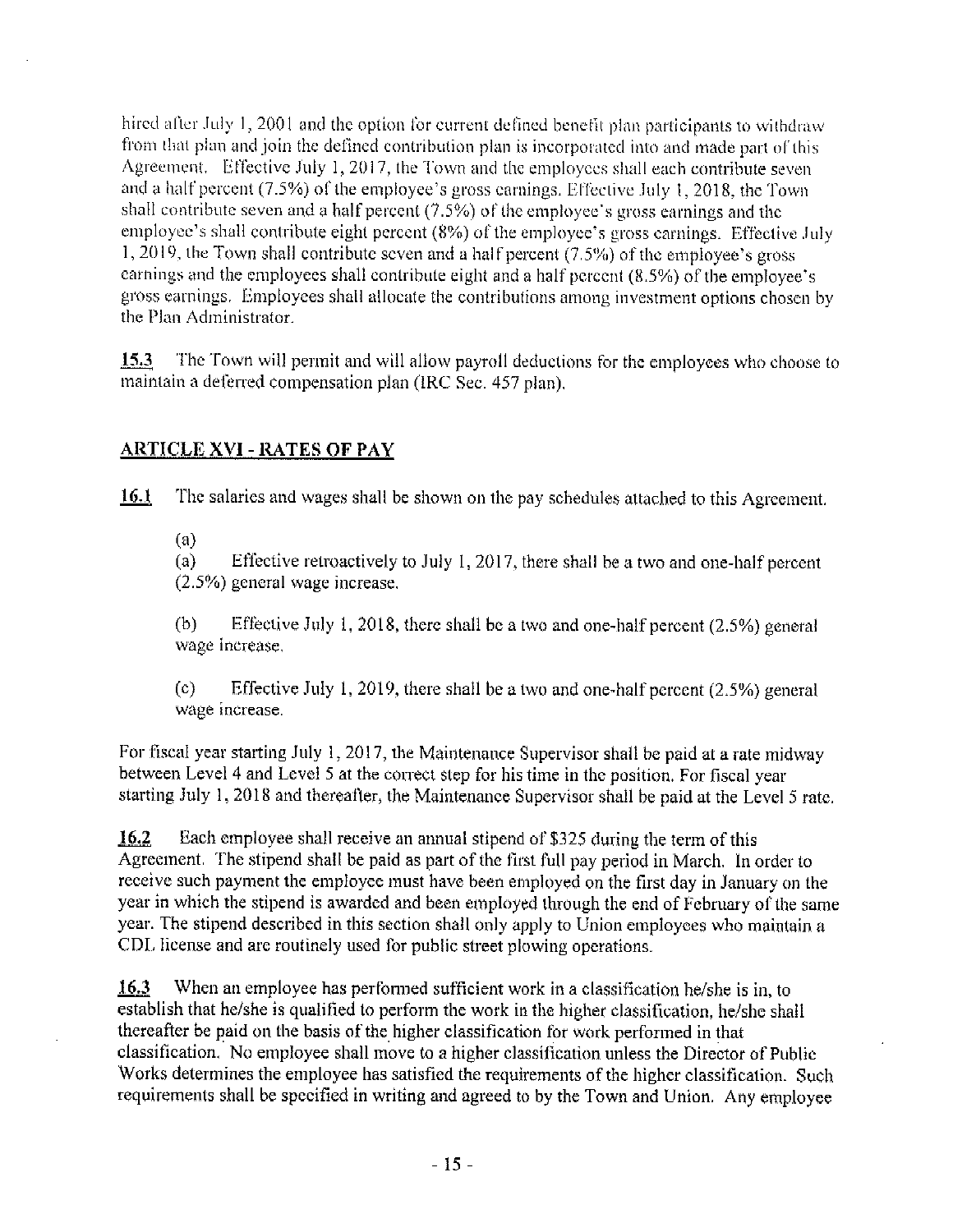hired after July 1, 2001 and the option for current defined benefit plan participants to withdraw from that plan and join the defined contribution plan is incorporated into and made part of this Agreement. Effective July 1, 2017, the Town and the employees shall each contribute seven and a half percent (7.5%) of the employee's gross earnings. Effective July 1, 2018, the Town shall contribute seven and a half percent (7.5%) of the employee's gross earnings and the employee's shall contribute eight percent (8%) of the employee's gross earnings. Effective July 1, 2019, the Town shall contribute seven and a half percent (7.5%) of the employee's gross earnings and the employees shall contribute eight and a half percent (8.5%) of the employee's gross earnings. Employees shall allocate the contributions among investment options chosen by the Plan Administrator.

**15.3** The Town will permit and will allow payroll deductions for the employees who choose to maintain a deferred compensation plan (IRC Sec. 457 plan).

## ARTICLE XVI - RATES OF PAY

**16.1** The salaries and wages shall be shown on the pay schedules attached to this Agreement.

(a)

(a) Effective retroactively to July 1, 2017, there shall be a two and one-half percent (2.5%) general wage increase.

(b) Effective July 1, 2018, there shall be a two and one-half percent (2.5%) general wage increase.

(c) Effective July 1, 2019, there shall be a two and one-half percent (2.5%) general wage increase.

For fiscal year starting July 1, 2017, the Maintenance Supervisor shall be paid at a rate midway between Level 4 and Level 5 at the correct step for his time in the position. For fiscal year starting July 1, 2018 and thereafter, the Maintenance Supervisor shall be paid at the Level 5 rate.

**16.2** Each employee shall receive an annual stipend of $325 during the term of this Agreement. The stipend shall be paid as part of the first full pay period in March. In order to receive such payment the employee must have been employed on the first day in January on the year in which the stipend is awarded and been employed through the end of February of the same year. The stipend described in this section shall only apply to Union employees who maintain a CDL license and are routinely used for public street plowing operations.

**16.3** When an employee has performed sufficient work in a classification he/she is in, to establish that he/she is qualified to perform the work in the higher classification, he/she shall thereafter be paid on the basis of the higher classification for work performed in that classification. No employee shall move to a higher classification unless the Director of Public Works determines the employee has satisfied the requirements of the higher classification. Such requirements shall be specified in writing and agreed to by the Town and Union. Any employee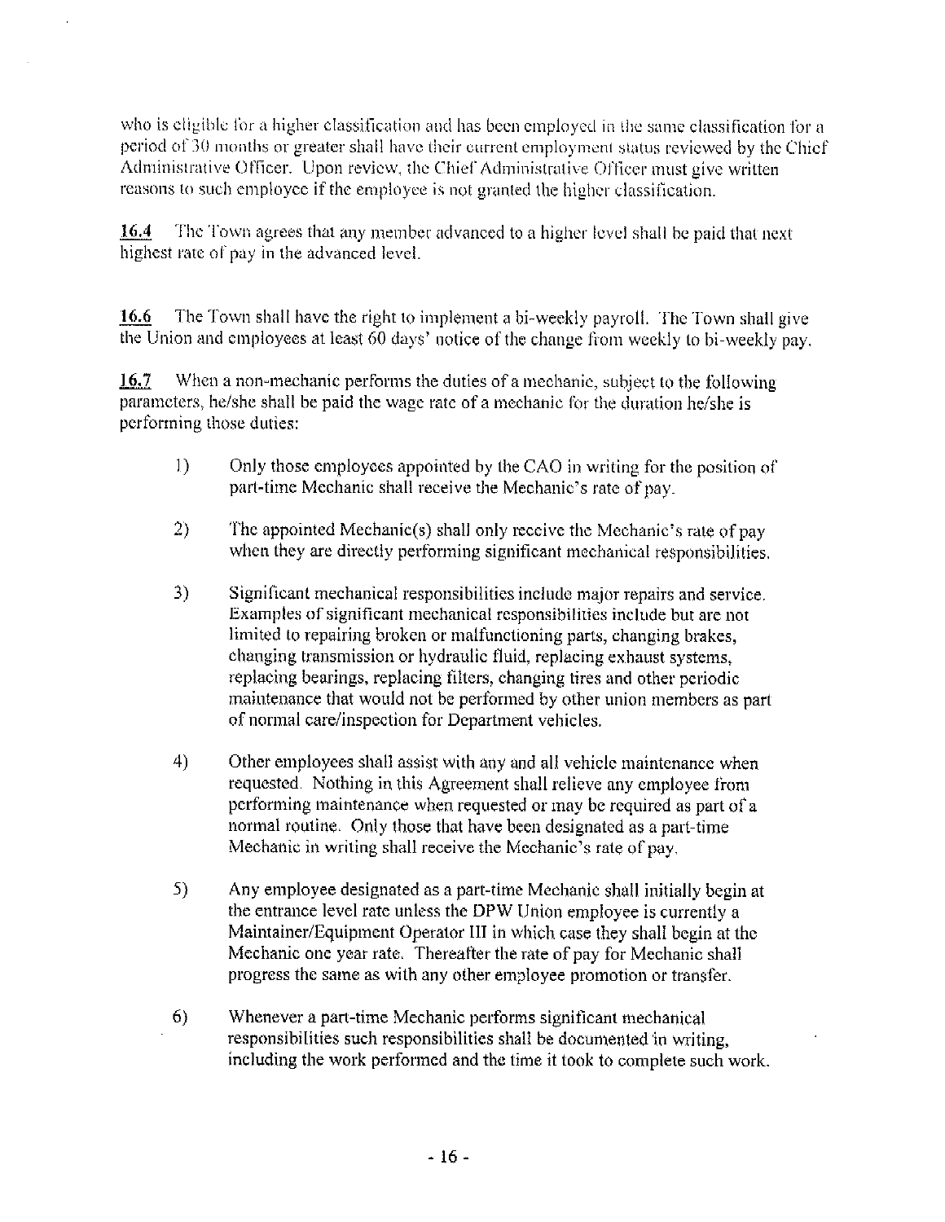who is eligible for a higher classification and has been employed in the same classification for a period of 30 months or greater shall have their current employment status reviewed by the Chief Administrative Officer. Upon review, the Chief Administrative Officer must give written reasons to such employee if the employee is not granted the higher classification.

**16.4** The Town agrees that any member advanced to a higher level shall be paid that next highest rate of pay in the advanced level.

**16.6** The Town shall have the right to implement a bi-weekly payroll. The Town shall give the Union and employees at least 60 days' notice of the change from weekly to bi-weekly pay.

**16.7** When a non-mechanic performs the duties of a mechanic, subject to the following parameters, he/she shall be paid the wage rate of a mechanic for the duration he/she is performing those duties:

1) Only those employees appointed by the CAO in writing for the position of part-time Mechanic shall receive the Mechanic's rate of pay.

2) The appointed Mechanic(s) shall only receive the Mechanic's rate of pay when they are directly performing significant mechanical responsibilities.

3) Significant mechanical responsibilities include major repairs and service. Examples of significant mechanical responsibilities include but are not limited to repairing broken or malfunctioning parts, changing brakes, changing transmission or hydraulic fluid, replacing exhaust systems, replacing bearings, replacing filters, changing tires and other periodic maintenance that would not be performed by other union members as part of normal care/inspection for Department vehicles.

4) Other employees shall assist with any and all vehicle maintenance when requested. Nothing in this Agreement shall relieve any employee from performing maintenance when requested or may be required as part of a normal routine. Only those that have been designated as a part-time Mechanic in writing shall receive the Mechanic's rate of pay.

5) Any employee designated as a part-time Mechanic shall initially begin at the entrance level rate unless the DPW Union employee is currently a Maintainer/Equipment Operator III in which case they shall begin at the Mechanic one year rate. Thereafter the rate of pay for Mechanic shall progress the same as with any other employee promotion or transfer.

6) Whenever a part-time Mechanic performs significant mechanical responsibilities such responsibilities shall be documented in writing, including the work performed and the time it took to complete such work.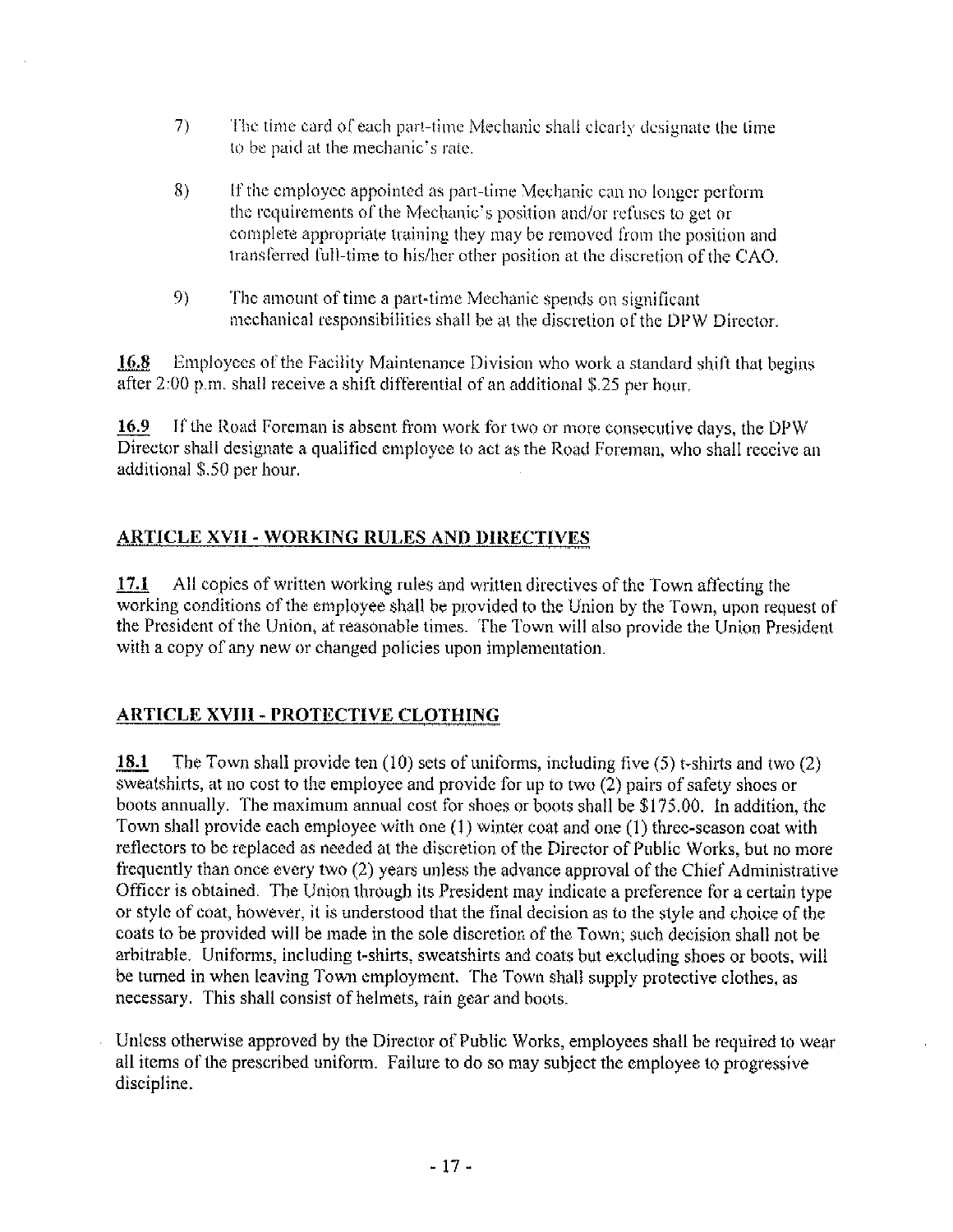7) The time card of each part-time Mechanic shall clearly designate the time to be paid at the mechanic's rate.

8) If the employee appointed as part-time Mechanic can no longer perform the requirements of the Mechanic's position and/or refuses to get or complete appropriate training they may be removed from the position and transferred full-time to his/her other position at the discretion of the CAO.

9) The amount of time a part-time Mechanic spends on significant mechanical responsibilities shall be at the discretion of the DPW Director.

**16.8** Employees of the Facility Maintenance Division who work a standard shift that begins after 2:00 p.m. shall receive a shift differential of an additional $.25 per hour.

**16.9** If the Road Foreman is absent from work for two or more consecutive days, the DPW Director shall designate a qualified employee to act as the Road Foreman, who shall receive an additional $.50 per hour.

## ARTICLE XVII - WORKING RULES AND DIRECTIVES

**17.1** All copies of written working rules and written directives of the Town affecting the working conditions of the employee shall be provided to the Union by the Town, upon request of the President of the Union, at reasonable times. The Town will also provide the Union President with a copy of any new or changed policies upon implementation.

## ARTICLE XVIII - PROTECTIVE CLOTHING

**18.1** The Town shall provide ten (10) sets of uniforms, including five (5) t-shirts and two (2) sweatshirts, at no cost to the employee and provide for up to two (2) pairs of safety shoes or boots annually. The maximum annual cost for shoes or boots shall be $175.00. In addition, the Town shall provide each employee with one (1) winter coat and one (1) three-season coat with reflectors to be replaced as needed at the discretion of the Director of Public Works, but no more frequently than once every two (2) years unless the advance approval of the Chief Administrative Officer is obtained. The Union through its President may indicate a preference for a certain type or style of coat, however, it is understood that the final decision as to the style and choice of the coats to be provided will be made in the sole discretion of the Town; such decision shall not be arbitrable. Uniforms, including t-shirts, sweatshirts and coats but excluding shoes or boots, will be turned in when leaving Town employment. The Town shall supply protective clothes, as necessary. This shall consist of helmets, rain gear and boots.

Unless otherwise approved by the Director of Public Works, employees shall be required to wear all items of the prescribed uniform. Failure to do so may subject the employee to progressive discipline.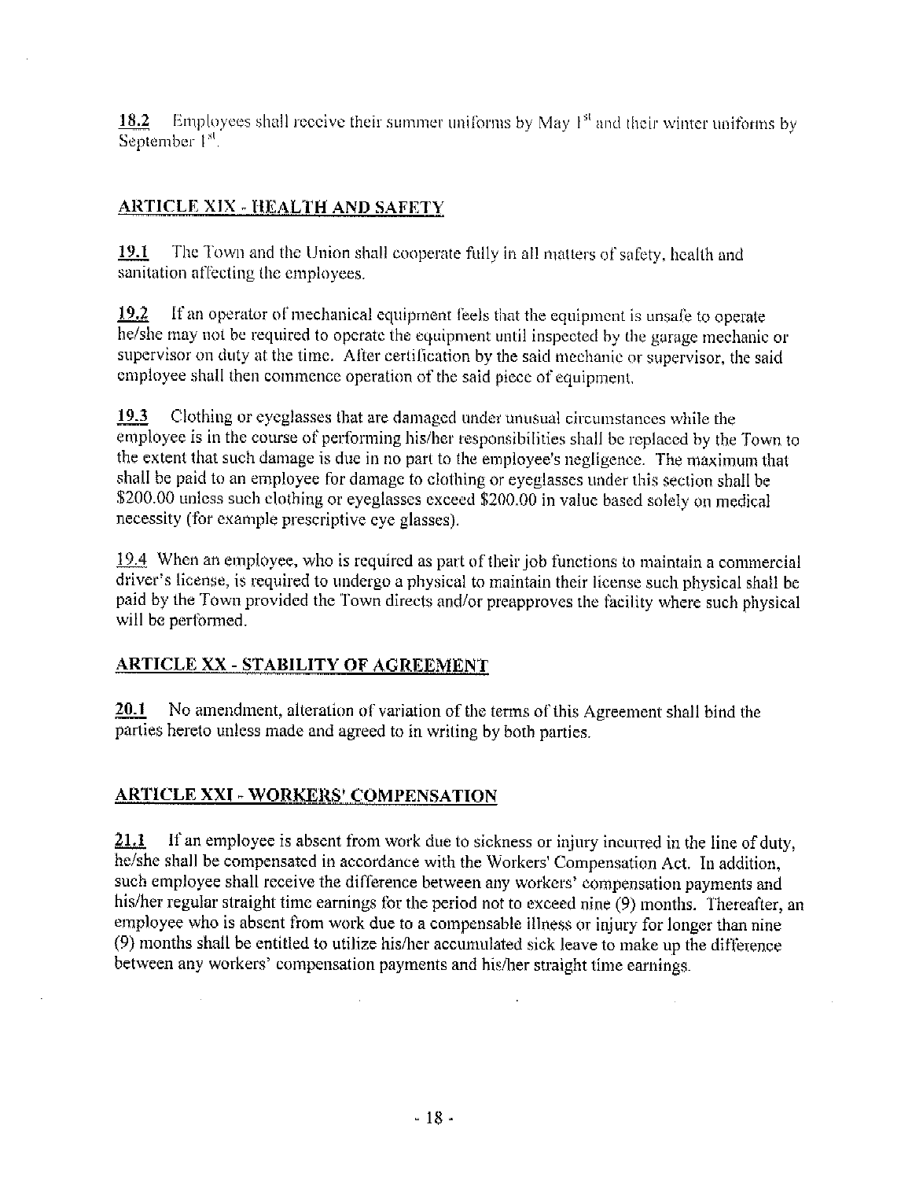**18.2** Employees shall receive their summer uniforms by May 1st and their winter uniforms by September 1st.

## ARTICLE XIX - HEALTH AND SAFETY

**19.1** The Town and the Union shall cooperate fully in all matters of safety, health and sanitation affecting the employees.

**19.2** If an operator of mechanical equipment feels that the equipment is unsafe to operate he/she may not be required to operate the equipment until inspected by the garage mechanic or supervisor on duty at the time. After certification by the said mechanic or supervisor, the said employee shall then commence operation of the said piece of equipment.

**19.3** Clothing or eyeglasses that are damaged under unusual circumstances while the employee is in the course of performing his/her responsibilities shall be replaced by the Town to the extent that such damage is due in no part to the employee's negligence. The maximum that shall be paid to an employee for damage to clothing or eyeglasses under this section shall be $200.00 unless such clothing or eyeglasses exceed $200.00 in value based solely on medical necessity (for example prescriptive eye glasses).

19.4 When an employee, who is required as part of their job functions to maintain a commercial driver's license, is required to undergo a physical to maintain their license such physical shall be paid by the Town provided the Town directs and/or preapproves the facility where such physical will be performed.

## ARTICLE XX - STABILITY OF AGREEMENT

**20.1** No amendment, alteration of variation of the terms of this Agreement shall bind the parties hereto unless made and agreed to in writing by both parties.

## ARTICLE XXI - WORKERS' COMPENSATION

**21.1** If an employee is absent from work due to sickness or injury incurred in the line of duty, he/she shall be compensated in accordance with the Workers' Compensation Act. In addition, such employee shall receive the difference between any workers' compensation payments and his/her regular straight time earnings for the period not to exceed nine (9) months. Thereafter, an employee who is absent from work due to a compensable illness or injury for longer than nine (9) months shall be entitled to utilize his/her accumulated sick leave to make up the difference between any workers' compensation payments and his/her straight time earnings.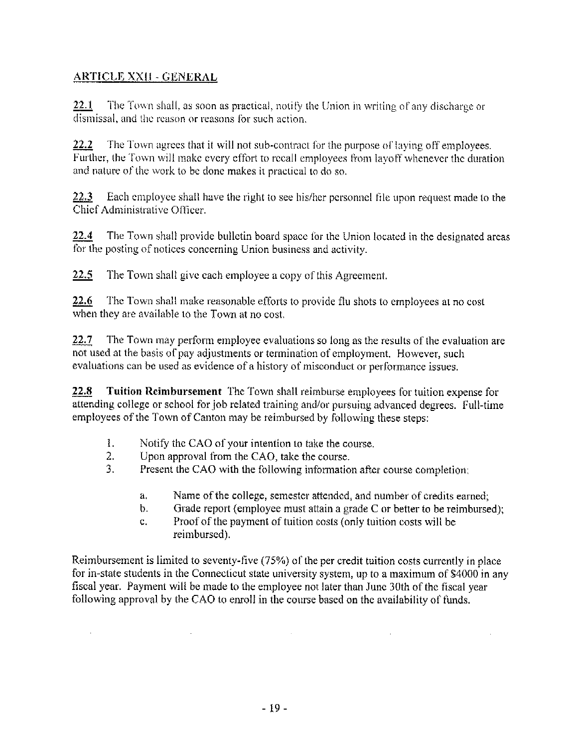## ARTICLE XXII - GENERAL

<u>22.1</u> The Town shall, as soon as practical, notify the Union in writing of any discharge or dismissal, and the reason or reasons for such action.

<u>22.2</u> The Town agrees that it will not sub-contract for the purpose of laying off employees. Further, the Town will make every effort to recall employees from layoff whenever the duration and nature of the work to be done makes it practical to do so.

<u>22.3</u> Each employee shall have the right to see his/her personnel file upon request made to the Chief Administrative Officer.

<u>22.4</u> The Town shall provide bulletin board space for the Union located in the designated areas for the posting of notices concerning Union business and activity.

<u>22.5</u> The Town shall give each employee a copy of this Agreement.

<u>22.6</u> The Town shall make reasonable efforts to provide flu shots to employees at no cost when they are available to the Town at no cost.

<u>22.7</u> The Town may perform employee evaluations so long as the results of the evaluation are not used at the basis of pay adjustments or termination of employment. However, such evaluations can be used as evidence of a history of misconduct or performance issues.

**22.8 Tuition Reimbursement** The Town shall reimburse employees for tuition expense for attending college or school for job related training and/or pursuing advanced degrees. Full-time employees of the Town of Canton may be reimbursed by following these steps:

1. Notify the CAO of your intention to take the course.
2. Upon approval from the CAO, take the course.
3. Present the CAO with the following information after course completion:
   a. Name of the college, semester attended, and number of credits earned;
   b. Grade report (employee must attain a grade C or better to be reimbursed);
   c. Proof of the payment of tuition costs (only tuition costs will be reimbursed).

Reimbursement is limited to seventy-five (75%) of the per credit tuition costs currently in place for in-state students in the Connecticut state university system, up to a maximum of $4000 in any fiscal year. Payment will be made to the employee not later than June 30th of the fiscal year following approval by the CAO to enroll in the course based on the availability of funds.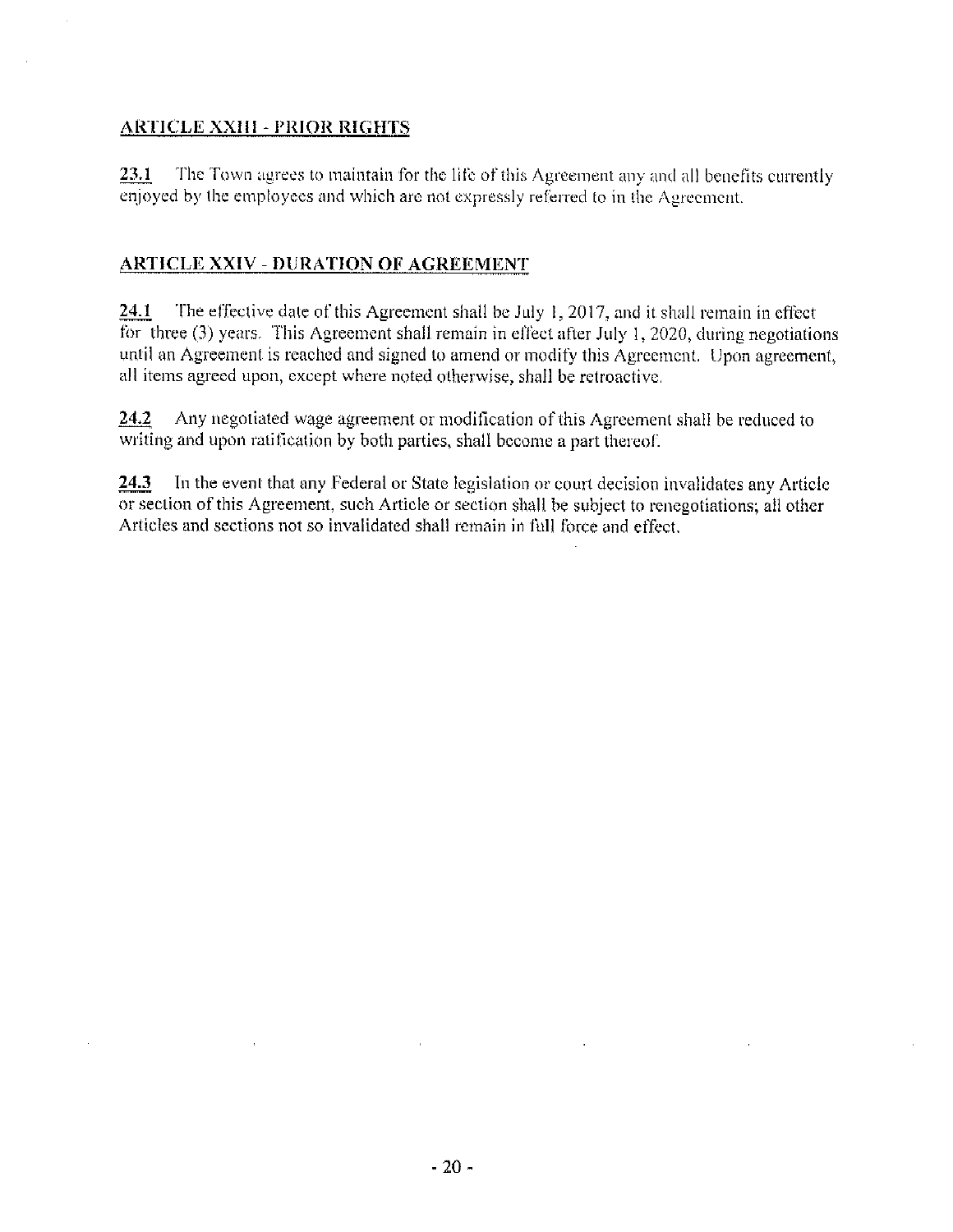## ARTICLE XXIII - PRIOR RIGHTS

**23.1** The Town agrees to maintain for the life of this Agreement any and all benefits currently enjoyed by the employees and which are not expressly referred to in the Agreement.

## ARTICLE XXIV - DURATION OF AGREEMENT

**24.1** The effective date of this Agreement shall be July 1, 2017, and it shall remain in effect for three (3) years. This Agreement shall remain in effect after July 1, 2020, during negotiations until an Agreement is reached and signed to amend or modify this Agreement. Upon agreement, all items agreed upon, except where noted otherwise, shall be retroactive.

**24.2** Any negotiated wage agreement or modification of this Agreement shall be reduced to writing and upon ratification by both parties, shall become a part thereof.

**24.3** In the event that any Federal or State legislation or court decision invalidates any Article or section of this Agreement, such Article or section shall be subject to renegotiations; all other Articles and sections not so invalidated shall remain in full force and effect.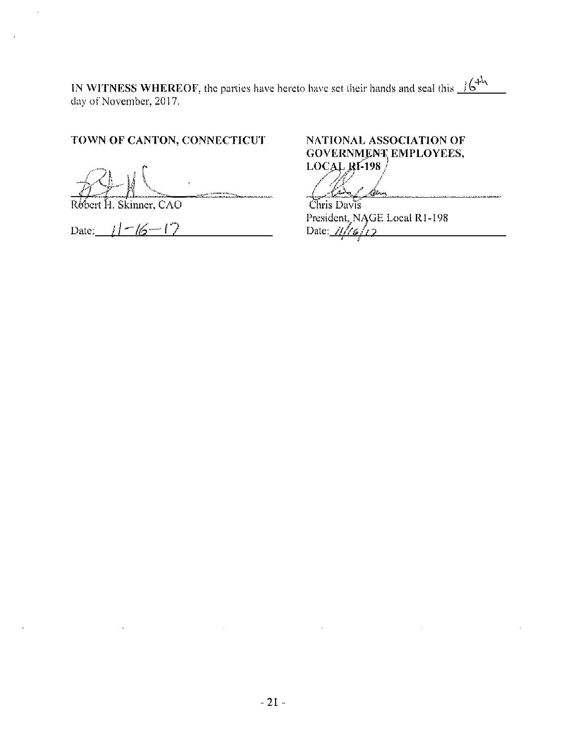**IN WITNESS WHEREOF**, the parties have hereto have set their hands and seal this 16th day of November, 2017.

**TOWN OF CANTON, CONNECTICUT**

Robert H. Skinner, CAO

Date: 11-16-17

**NATIONAL ASSOCIATION OF GOVERNMENT EMPLOYEES, LOCAL RI-198**

Chris Davis

President, NAGE Local R1-198

Date: 11/16/17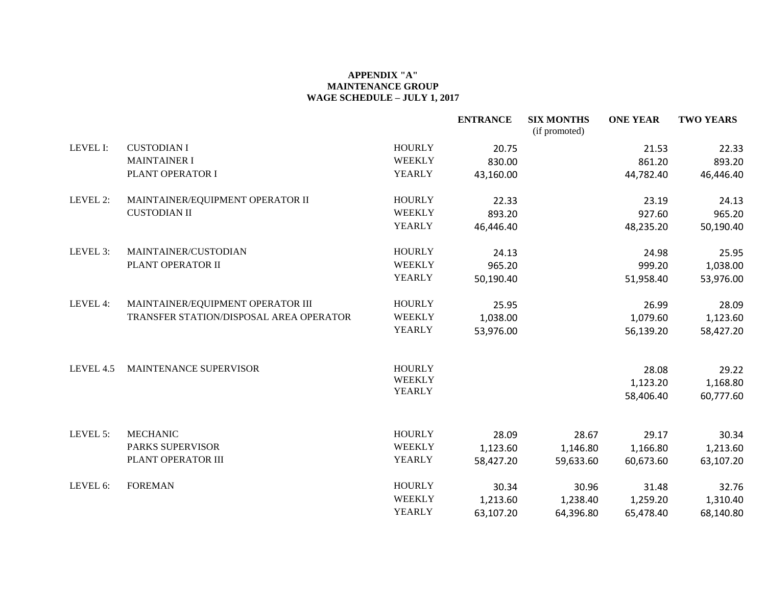**APPENDIX "A"**
**MAINTENANCE GROUP**
**WAGE SCHEDULE – JULY 1, 2017**

| | | | ENTRANCE | SIX MONTHS (if promoted) | ONE YEAR | TWO YEARS |
|---|---|---|---|---|---|---|
| LEVEL I: | CUSTODIAN I | HOURLY | 20.75 | | 21.53 | 22.33 |
| | MAINTAINER I | WEEKLY | 830.00 | | 861.20 | 893.20 |
| | PLANT OPERATOR I | YEARLY | 43,160.00 | | 44,782.40 | 46,446.40 |
| LEVEL 2: | MAINTAINER/EQUIPMENT OPERATOR II | HOURLY | 22.33 | | 23.19 | 24.13 |
| | CUSTODIAN II | WEEKLY | 893.20 | | 927.60 | 965.20 |
| | | YEARLY | 46,446.40 | | 48,235.20 | 50,190.40 |
| LEVEL 3: | MAINTAINER/CUSTODIAN | HOURLY | 24.13 | | 24.98 | 25.95 |
| | PLANT OPERATOR II | WEEKLY | 965.20 | | 999.20 | 1,038.00 |
| | | YEARLY | 50,190.40 | | 51,958.40 | 53,976.00 |
| LEVEL 4: | MAINTAINER/EQUIPMENT OPERATOR III | HOURLY | 25.95 | | 26.99 | 28.09 |
| | TRANSFER STATION/DISPOSAL AREA OPERATOR | WEEKLY | 1,038.00 | | 1,079.60 | 1,123.60 |
| | | YEARLY | 53,976.00 | | 56,139.20 | 58,427.20 |
| LEVEL 4.5 | MAINTENANCE SUPERVISOR | HOURLY | | | 28.08 | 29.22 |
| | | WEEKLY | | | 1,123.20 | 1,168.80 |
| | | YEARLY | | | 58,406.40 | 60,777.60 |
| LEVEL 5: | MECHANIC | HOURLY | 28.09 | 28.67 | 29.17 | 30.34 |
| | PARKS SUPERVISOR | WEEKLY | 1,123.60 | 1,146.80 | 1,166.80 | 1,213.60 |
| | PLANT OPERATOR III | YEARLY | 58,427.20 | 59,633.60 | 60,673.60 | 63,107.20 |
| LEVEL 6: | FOREMAN | HOURLY | 30.34 | 30.96 | 31.48 | 32.76 |
| | | WEEKLY | 1,213.60 | 1,238.40 | 1,259.20 | 1,310.40 |
| | | YEARLY | 63,107.20 | 64,396.80 | 65,478.40 | 68,140.80 |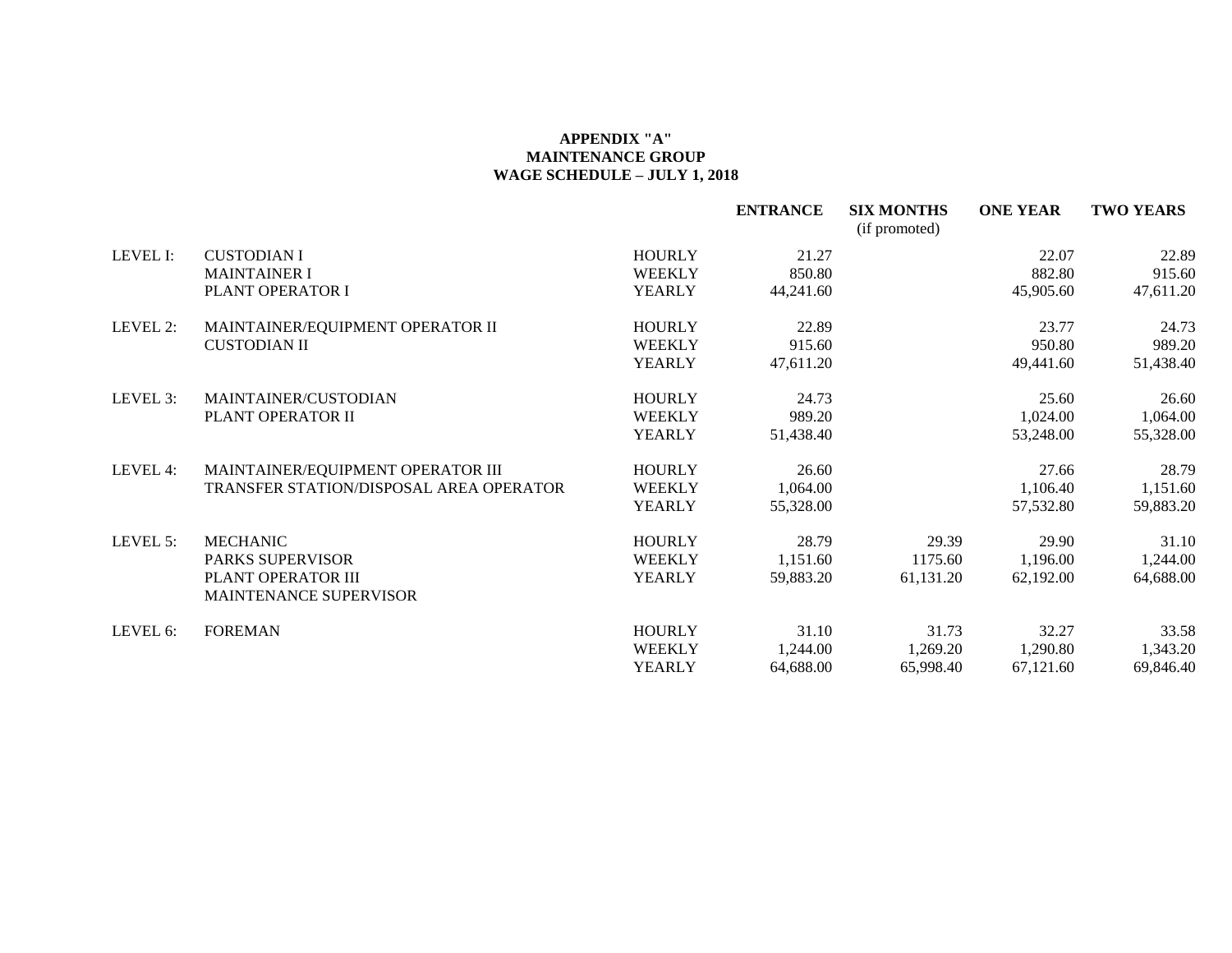**APPENDIX "A"**
**MAINTENANCE GROUP**
**WAGE SCHEDULE – JULY 1, 2018**

| | | | **ENTRANCE** | **SIX MONTHS** (if promoted) | **ONE YEAR** | **TWO YEARS** |
|---|---|---|---|---|---|---|
| LEVEL I: | CUSTODIAN I | HOURLY | 21.27 | | 22.07 | 22.89 |
| | MAINTAINER I | WEEKLY | 850.80 | | 882.80 | 915.60 |
| | PLANT OPERATOR I | YEARLY | 44,241.60 | | 45,905.60 | 47,611.20 |
| LEVEL 2: | MAINTAINER/EQUIPMENT OPERATOR II | HOURLY | 22.89 | | 23.77 | 24.73 |
| | CUSTODIAN II | WEEKLY | 915.60 | | 950.80 | 989.20 |
| | | YEARLY | 47,611.20 | | 49,441.60 | 51,438.40 |
| LEVEL 3: | MAINTAINER/CUSTODIAN | HOURLY | 24.73 | | 25.60 | 26.60 |
| | PLANT OPERATOR II | WEEKLY | 989.20 | | 1,024.00 | 1,064.00 |
| | | YEARLY | 51,438.40 | | 53,248.00 | 55,328.00 |
| LEVEL 4: | MAINTAINER/EQUIPMENT OPERATOR III | HOURLY | 26.60 | | 27.66 | 28.79 |
| | TRANSFER STATION/DISPOSAL AREA OPERATOR | WEEKLY | 1,064.00 | | 1,106.40 | 1,151.60 |
| | | YEARLY | 55,328.00 | | 57,532.80 | 59,883.20 |
| LEVEL 5: | MECHANIC | HOURLY | 28.79 | 29.39 | 29.90 | 31.10 |
| | PARKS SUPERVISOR | WEEKLY | 1,151.60 | 1175.60 | 1,196.00 | 1,244.00 |
| | PLANT OPERATOR III | YEARLY | 59,883.20 | 61,131.20 | 62,192.00 | 64,688.00 |
| | MAINTENANCE SUPERVISOR | | | | | |
| LEVEL 6: | FOREMAN | HOURLY | 31.10 | 31.73 | 32.27 | 33.58 |
| | | WEEKLY | 1,244.00 | 1,269.20 | 1,290.80 | 1,343.20 |
| | | YEARLY | 64,688.00 | 65,998.40 | 67,121.60 | 69,846.40 |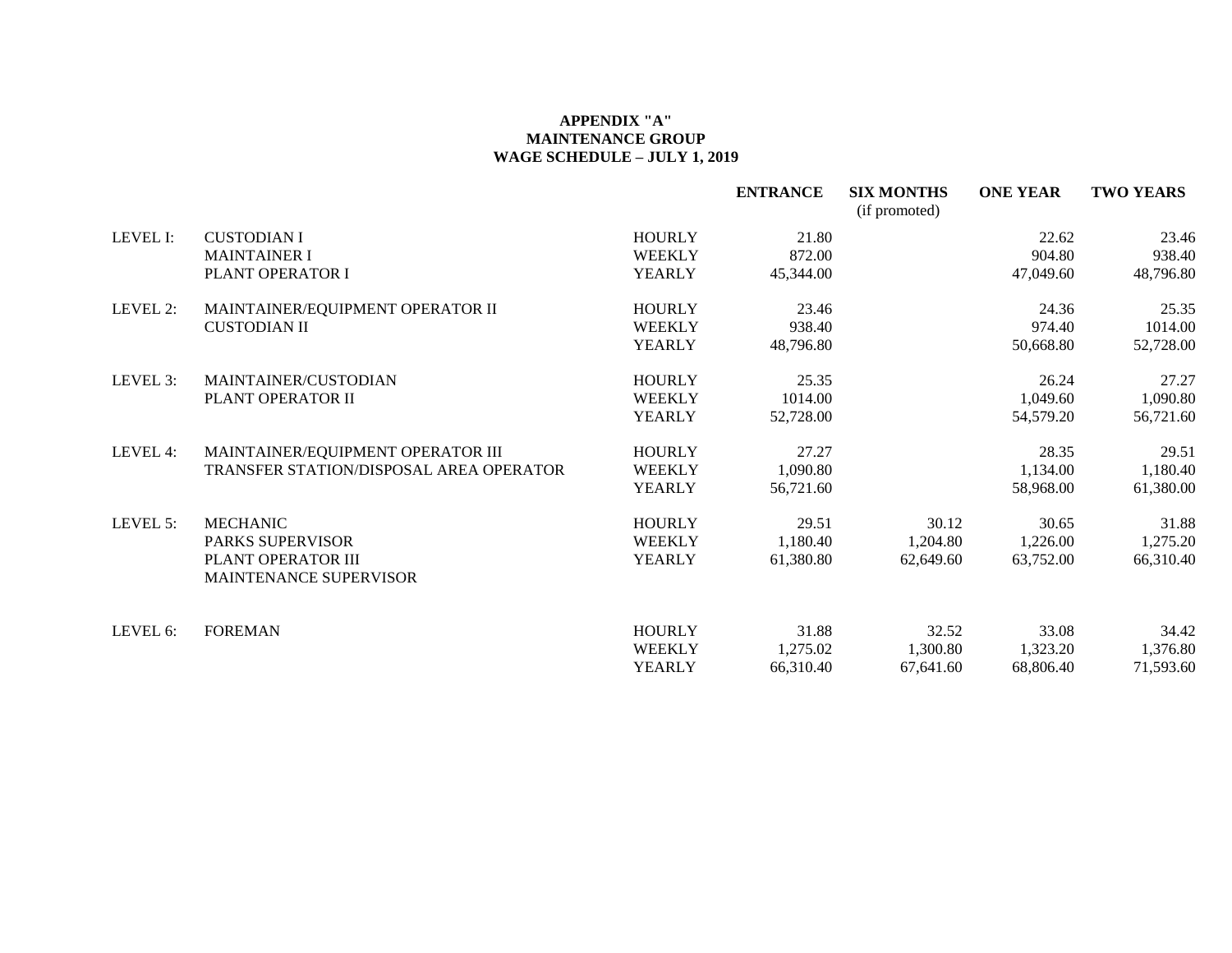**APPENDIX "A"**
**MAINTENANCE GROUP**
**WAGE SCHEDULE – JULY 1, 2019**

| | | | ENTRANCE | SIX MONTHS (if promoted) | ONE YEAR | TWO YEARS |
|---|---|---|---|---|---|---|
| LEVEL I: | CUSTODIAN I | HOURLY | 21.80 | | 22.62 | 23.46 |
| | MAINTAINER I | WEEKLY | 872.00 | | 904.80 | 938.40 |
| | PLANT OPERATOR I | YEARLY | 45,344.00 | | 47,049.60 | 48,796.80 |
| LEVEL 2: | MAINTAINER/EQUIPMENT OPERATOR II | HOURLY | 23.46 | | 24.36 | 25.35 |
| | CUSTODIAN II | WEEKLY | 938.40 | | 974.40 | 1014.00 |
| | | YEARLY | 48,796.80 | | 50,668.80 | 52,728.00 |
| LEVEL 3: | MAINTAINER/CUSTODIAN | HOURLY | 25.35 | | 26.24 | 27.27 |
| | PLANT OPERATOR II | WEEKLY | 1014.00 | | 1,049.60 | 1,090.80 |
| | | YEARLY | 52,728.00 | | 54,579.20 | 56,721.60 |
| LEVEL 4: | MAINTAINER/EQUIPMENT OPERATOR III | HOURLY | 27.27 | | 28.35 | 29.51 |
| | TRANSFER STATION/DISPOSAL AREA OPERATOR | WEEKLY | 1,090.80 | | 1,134.00 | 1,180.40 |
| | | YEARLY | 56,721.60 | | 58,968.00 | 61,380.00 |
| LEVEL 5: | MECHANIC | HOURLY | 29.51 | 30.12 | 30.65 | 31.88 |
| | PARKS SUPERVISOR | WEEKLY | 1,180.40 | 1,204.80 | 1,226.00 | 1,275.20 |
| | PLANT OPERATOR III | YEARLY | 61,380.80 | 62,649.60 | 63,752.00 | 66,310.40 |
| | MAINTENANCE SUPERVISOR | | | | | |
| LEVEL 6: | FOREMAN | HOURLY | 31.88 | 32.52 | 33.08 | 34.42 |
| | | WEEKLY | 1,275.02 | 1,300.80 | 1,323.20 | 1,376.80 |
| | | YEARLY | 66,310.40 | 67,641.60 | 68,806.40 | 71,593.60 |